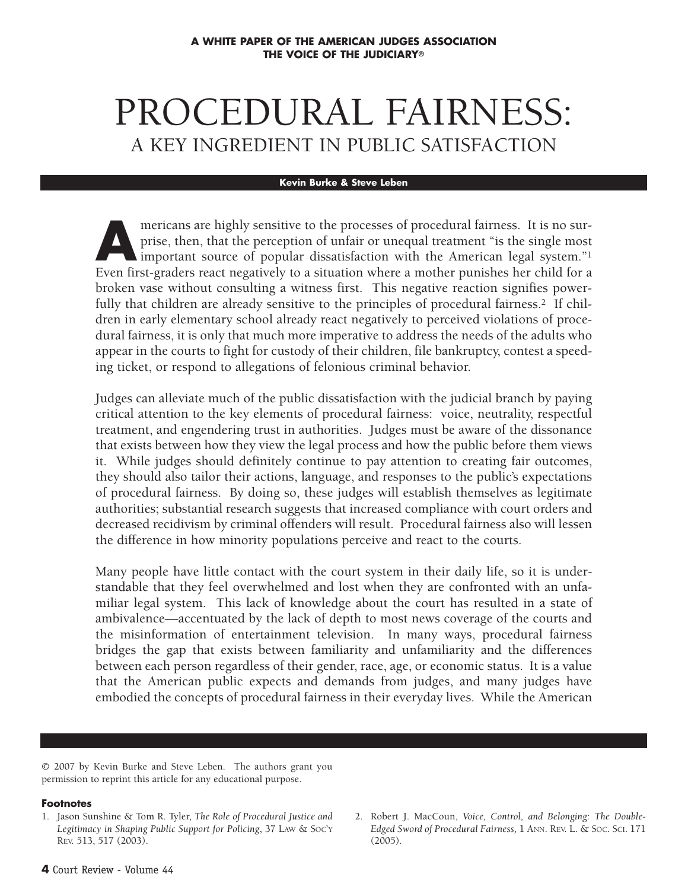A WHITE PAPER OF THE AMERICAN JUDGES ASSOCIATION
THE VOICE OF THE JUDICIARY®

# PROCEDURAL FAIRNESS:
## A KEY INGREDIENT IN PUBLIC SATISFACTION

**Kevin Burke & Steve Leben**

Americans are highly sensitive to the processes of procedural fairness. It is no surprise, then, that the perception of unfair or unequal treatment "is the single most important source of popular dissatisfaction with the American legal system."[1] Even first-graders react negatively to a situation where a mother punishes her child for a broken vase without consulting a witness first. This negative reaction signifies powerfully that children are already sensitive to the principles of procedural fairness.[2] If children in early elementary school already react negatively to perceived violations of procedural fairness, it is only that much more imperative to address the needs of the adults who appear in the courts to fight for custody of their children, file bankruptcy, contest a speeding ticket, or respond to allegations of felonious criminal behavior.

Judges can alleviate much of the public dissatisfaction with the judicial branch by paying critical attention to the key elements of procedural fairness: voice, neutrality, respectful treatment, and engendering trust in authorities. Judges must be aware of the dissonance that exists between how they view the legal process and how the public before them views it. While judges should definitely continue to pay attention to creating fair outcomes, they should also tailor their actions, language, and responses to the public's expectations of procedural fairness. By doing so, these judges will establish themselves as legitimate authorities; substantial research suggests that increased compliance with court orders and decreased recidivism by criminal offenders will result. Procedural fairness also will lessen the difference in how minority populations perceive and react to the courts.

Many people have little contact with the court system in their daily life, so it is understandable that they feel overwhelmed and lost when they are confronted with an unfamiliar legal system. This lack of knowledge about the court has resulted in a state of ambivalence—accentuated by the lack of depth to most news coverage of the courts and the misinformation of entertainment television. In many ways, procedural fairness bridges the gap that exists between familiarity and unfamiliarity and the differences between each person regardless of their gender, race, age, or economic status. It is a value that the American public expects and demands from judges, and many judges have embodied the concepts of procedural fairness in their everyday lives. While the American

© 2007 by Kevin Burke and Steve Leben. The authors grant you permission to reprint this article for any educational purpose.

**Footnotes**

1. Jason Sunshine & Tom R. Tyler, *The Role of Procedural Justice and Legitimacy in Shaping Public Support for Policing*, 37 LAW & SOC'Y REV. 513, 517 (2003).
2. Robert J. MacCoun, *Voice, Control, and Belonging: The Double-Edged Sword of Procedural Fairness,* 1 ANN. REV. L. & SOC. SCI. 171 (2005).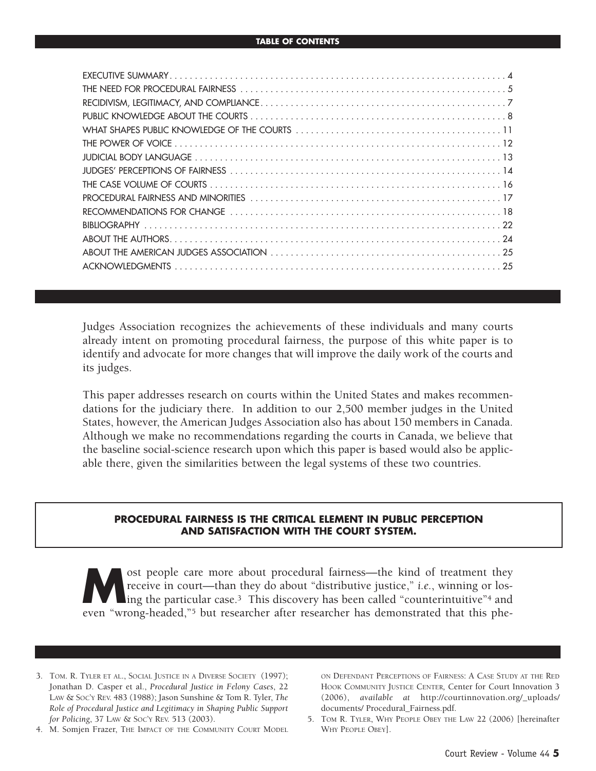## TABLE OF CONTENTS

EXECUTIVE SUMMARY . . . . . . . . . . 4
THE NEED FOR PROCEDURAL FAIRNESS . . . . . . . . . . 5
RECIDIVISM, LEGITIMACY, AND COMPLIANCE . . . . . . . . . . 7
PUBLIC KNOWLEDGE ABOUT THE COURTS . . . . . . . . . . 8
WHAT SHAPES PUBLIC KNOWLEDGE OF THE COURTS . . . . . . . . . . 11
THE POWER OF VOICE . . . . . . . . . . 12
JUDICIAL BODY LANGUAGE . . . . . . . . . . 13
JUDGES' PERCEPTIONS OF FAIRNESS . . . . . . . . . . 14
THE CASE VOLUME OF COURTS . . . . . . . . . . 16
PROCEDURAL FAIRNESS AND MINORITIES . . . . . . . . . . 17
RECOMMENDATIONS FOR CHANGE . . . . . . . . . . 18
BIBLIOGRAPHY . . . . . . . . . . 22
ABOUT THE AUTHORS . . . . . . . . . . 24
ABOUT THE AMERICAN JUDGES ASSOCIATION . . . . . . . . . . 25
ACKNOWLEDGMENTS . . . . . . . . . . 25

Judges Association recognizes the achievements of these individuals and many courts already intent on promoting procedural fairness, the purpose of this white paper is to identify and advocate for more changes that will improve the daily work of the courts and its judges.

This paper addresses research on courts within the United States and makes recommendations for the judiciary there. In addition to our 2,500 member judges in the United States, however, the American Judges Association also has about 150 members in Canada. Although we make no recommendations regarding the courts in Canada, we believe that the baseline social-science research upon which this paper is based would also be applicable there, given the similarities between the legal systems of these two countries.

## PROCEDURAL FAIRNESS IS THE CRITICAL ELEMENT IN PUBLIC PERCEPTION AND SATISFACTION WITH THE COURT SYSTEM.

Most people care more about procedural fairness—the kind of treatment they receive in court—than they do about "distributive justice," *i.e.*, winning or losing the particular case.[3] This discovery has been called "counterintuitive"[4] and even "wrong-headed,"[5] but researcher after researcher has demonstrated that this phe-

3. Tom. R. Tyler et al., Social Justice in a Diverse Society (1997); Jonathan D. Casper et al., *Procedural Justice in Felony Cases*, 22 Law & Soc'y Rev. 483 (1988); Jason Sunshine & Tom R. Tyler, *The Role of Procedural Justice and Legitimacy in Shaping Public Support for Policing*, 37 Law & Soc'y Rev. 513 (2003).

4. M. Somjen Frazer, The Impact of the Community Court Model on Defendant Perceptions of Fairness: A Case Study at the Red Hook Community Justice Center, Center for Court Innovation 3 (2006), *available at* http://courtinnovation.org/_uploads/documents/ Procedural_Fairness.pdf.

5. Tom R. Tyler, Why People Obey the Law 22 (2006) [hereinafter Why People Obey].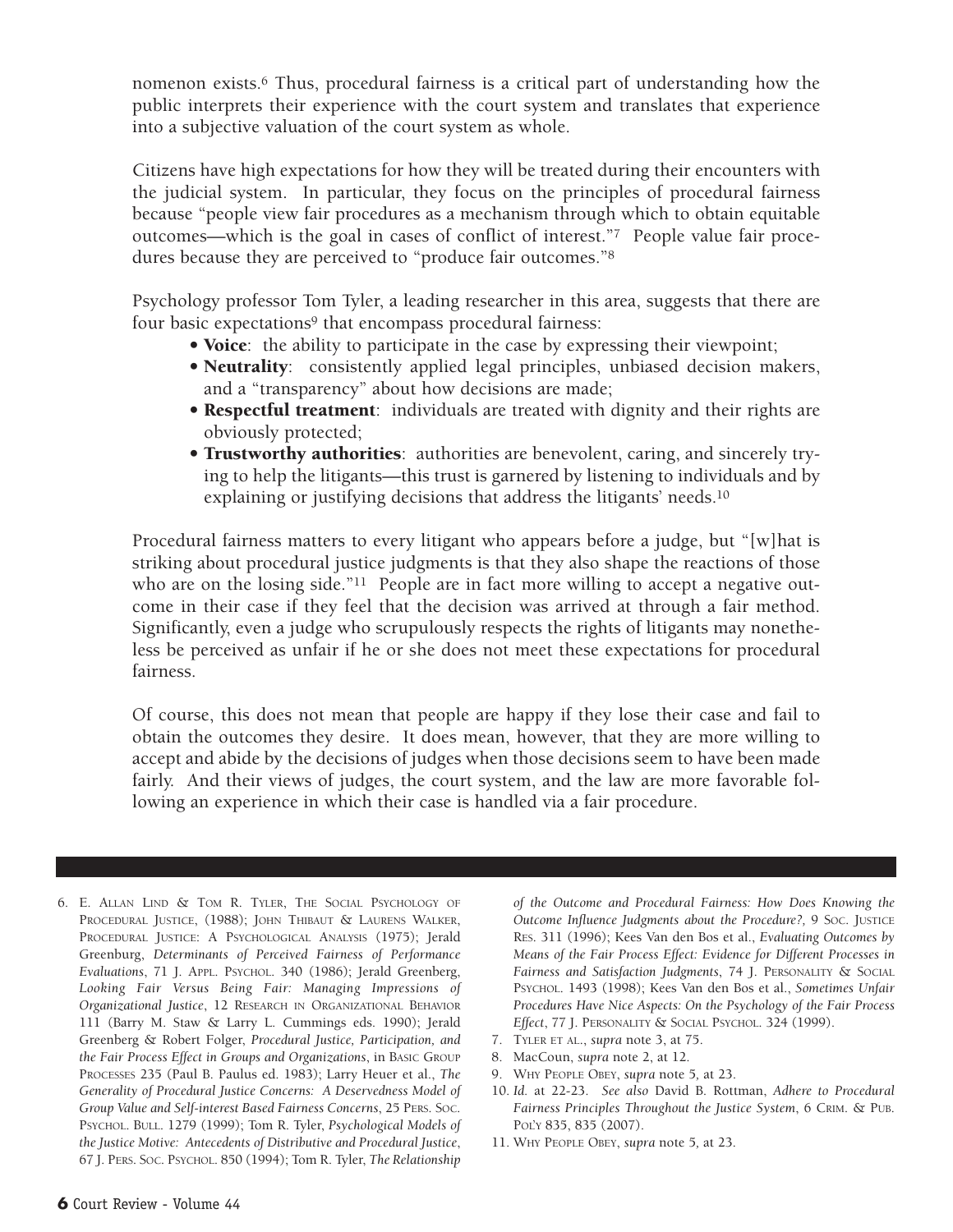nomenon exists.[6] Thus, procedural fairness is a critical part of understanding how the public interprets their experience with the court system and translates that experience into a subjective valuation of the court system as whole.

Citizens have high expectations for how they will be treated during their encounters with the judicial system. In particular, they focus on the principles of procedural fairness because "people view fair procedures as a mechanism through which to obtain equitable outcomes—which is the goal in cases of conflict of interest."[7] People value fair procedures because they are perceived to "produce fair outcomes."[8]

Psychology professor Tom Tyler, a leading researcher in this area, suggests that there are four basic expectations[9] that encompass procedural fairness:

- **Voice**: the ability to participate in the case by expressing their viewpoint;
- **Neutrality**: consistently applied legal principles, unbiased decision makers, and a "transparency" about how decisions are made;
- **Respectful treatment**: individuals are treated with dignity and their rights are obviously protected;
- **Trustworthy authorities**: authorities are benevolent, caring, and sincerely trying to help the litigants—this trust is garnered by listening to individuals and by explaining or justifying decisions that address the litigants' needs.[10]

Procedural fairness matters to every litigant who appears before a judge, but "[w]hat is striking about procedural justice judgments is that they also shape the reactions of those who are on the losing side."[11] People are in fact more willing to accept a negative outcome in their case if they feel that the decision was arrived at through a fair method. Significantly, even a judge who scrupulously respects the rights of litigants may nonetheless be perceived as unfair if he or she does not meet these expectations for procedural fairness.

Of course, this does not mean that people are happy if they lose their case and fail to obtain the outcomes they desire. It does mean, however, that they are more willing to accept and abide by the decisions of judges when those decisions seem to have been made fairly. And their views of judges, the court system, and the law are more favorable following an experience in which their case is handled via a fair procedure.

---

6. E. Allan Lind & Tom R. Tyler, The Social Psychology of Procedural Justice, (1988); John Thibaut & Laurens Walker, Procedural Justice: A Psychological Analysis (1975); Jerald Greenburg, *Determinants of Perceived Fairness of Performance Evaluations*, 71 J. Appl. Psychol. 340 (1986); Jerald Greenberg, *Looking Fair Versus Being Fair: Managing Impressions of Organizational Justice*, 12 Research in Organizational Behavior 111 (Barry M. Staw & Larry L. Cummings eds. 1990); Jerald Greenberg & Robert Folger, *Procedural Justice, Participation, and the Fair Process Effect in Groups and Organizations*, in Basic Group Processes 235 (Paul B. Paulus ed. 1983); Larry Heuer et al., *The Generality of Procedural Justice Concerns: A Deservedness Model of Group Value and Self-interest Based Fairness Concerns*, 25 Pers. Soc. Psychol. Bull. 1279 (1999); Tom R. Tyler, *Psychological Models of the Justice Motive: Antecedents of Distributive and Procedural Justice*, 67 J. Pers. Soc. Psychol. 850 (1994); Tom R. Tyler, *The Relationship of the Outcome and Procedural Fairness: How Does Knowing the Outcome Influence Judgments about the Procedure?*, 9 Soc. Justice Res. 311 (1996); Kees Van den Bos et al., *Evaluating Outcomes by Means of the Fair Process Effect: Evidence for Different Processes in Fairness and Satisfaction Judgments*, 74 J. Personality & Social Psychol. 1493 (1998); Kees Van den Bos et al., *Sometimes Unfair Procedures Have Nice Aspects: On the Psychology of the Fair Process Effect*, 77 J. Personality & Social Psychol. 324 (1999).
7. Tyler et al., *supra* note 3, at 75.
8. MacCoun, *supra* note 2, at 12.
9. Why People Obey, *supra* note 5, at 23.
10. *Id.* at 22-23. *See also* David B. Rottman, *Adhere to Procedural Fairness Principles Throughout the Justice System*, 6 Crim. & Pub. Pol'y 835, 835 (2007).
11. Why People Obey, *supra* note 5, at 23.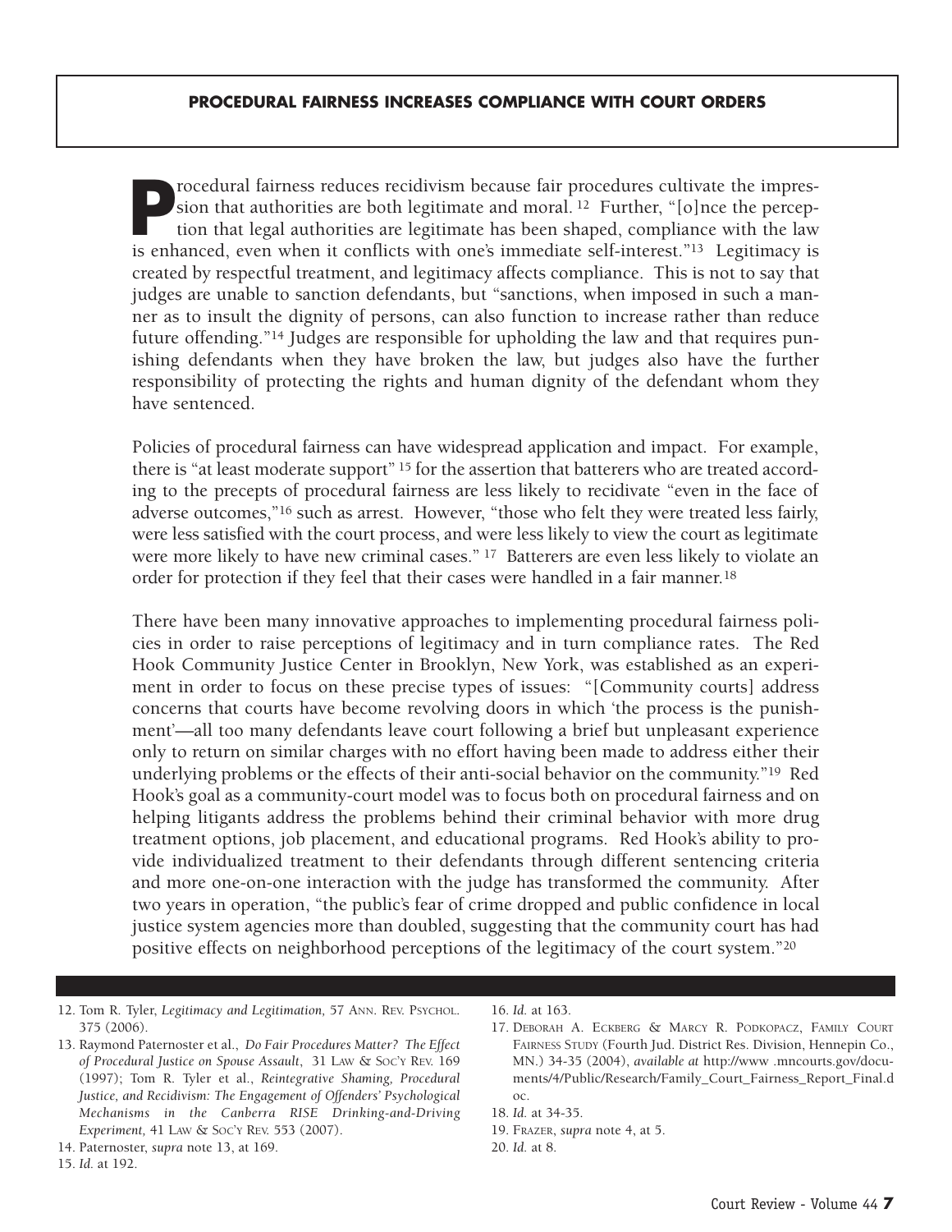## PROCEDURAL FAIRNESS INCREASES COMPLIANCE WITH COURT ORDERS

Procedural fairness reduces recidivism because fair procedures cultivate the impression that authorities are both legitimate and moral.[12] Further, "[o]nce the perception that legal authorities are legitimate has been shaped, compliance with the law is enhanced, even when it conflicts with one's immediate self-interest."[13] Legitimacy is created by respectful treatment, and legitimacy affects compliance. This is not to say that judges are unable to sanction defendants, but "sanctions, when imposed in such a manner as to insult the dignity of persons, can also function to increase rather than reduce future offending."[14] Judges are responsible for upholding the law and that requires punishing defendants when they have broken the law, but judges also have the further responsibility of protecting the rights and human dignity of the defendant whom they have sentenced.

Policies of procedural fairness can have widespread application and impact. For example, there is "at least moderate support"[15] for the assertion that batterers who are treated according to the precepts of procedural fairness are less likely to recidivate "even in the face of adverse outcomes,"[16] such as arrest. However, "those who felt they were treated less fairly, were less satisfied with the court process, and were less likely to view the court as legitimate were more likely to have new criminal cases."[17] Batterers are even less likely to violate an order for protection if they feel that their cases were handled in a fair manner.[18]

There have been many innovative approaches to implementing procedural fairness policies in order to raise perceptions of legitimacy and in turn compliance rates. The Red Hook Community Justice Center in Brooklyn, New York, was established as an experiment in order to focus on these precise types of issues: "[Community courts] address concerns that courts have become revolving doors in which 'the process is the punishment'—all too many defendants leave court following a brief but unpleasant experience only to return on similar charges with no effort having been made to address either their underlying problems or the effects of their anti-social behavior on the community."[19] Red Hook's goal as a community-court model was to focus both on procedural fairness and on helping litigants address the problems behind their criminal behavior with more drug treatment options, job placement, and educational programs. Red Hook's ability to provide individualized treatment to their defendants through different sentencing criteria and more one-on-one interaction with the judge has transformed the community. After two years in operation, "the public's fear of crime dropped and public confidence in local justice system agencies more than doubled, suggesting that the community court has had positive effects on neighborhood perceptions of the legitimacy of the court system."[20]

---

12. Tom R. Tyler, *Legitimacy and Legitimation,* 57 ANN. REV. PSYCHOL. 375 (2006).
13. Raymond Paternoster et al., *Do Fair Procedures Matter? The Effect of Procedural Justice on Spouse Assault*, 31 LAW & SOC'Y REV. 169 (1997); Tom R. Tyler et al., *Reintegrative Shaming, Procedural Justice, and Recidivism: The Engagement of Offenders' Psychological Mechanisms in the Canberra RISE Drinking-and-Driving Experiment,* 41 LAW & SOC'Y REV. 553 (2007).
14. Paternoster, *supra* note 13, at 169.
15. *Id.* at 192.
16. *Id.* at 163.
17. DEBORAH A. ECKBERG & MARCY R. PODKOPACZ, FAMILY COURT FAIRNESS STUDY (Fourth Jud. District Res. Division, Hennepin Co., MN.) 34-35 (2004), *available at* http://www .mncourts.gov/documents/4/Public/Research/Family_Court_Fairness_Report_Final.doc.
18. *Id.* at 34-35.
19. FRAZER, *supra* note 4, at 5.
20. *Id.* at 8.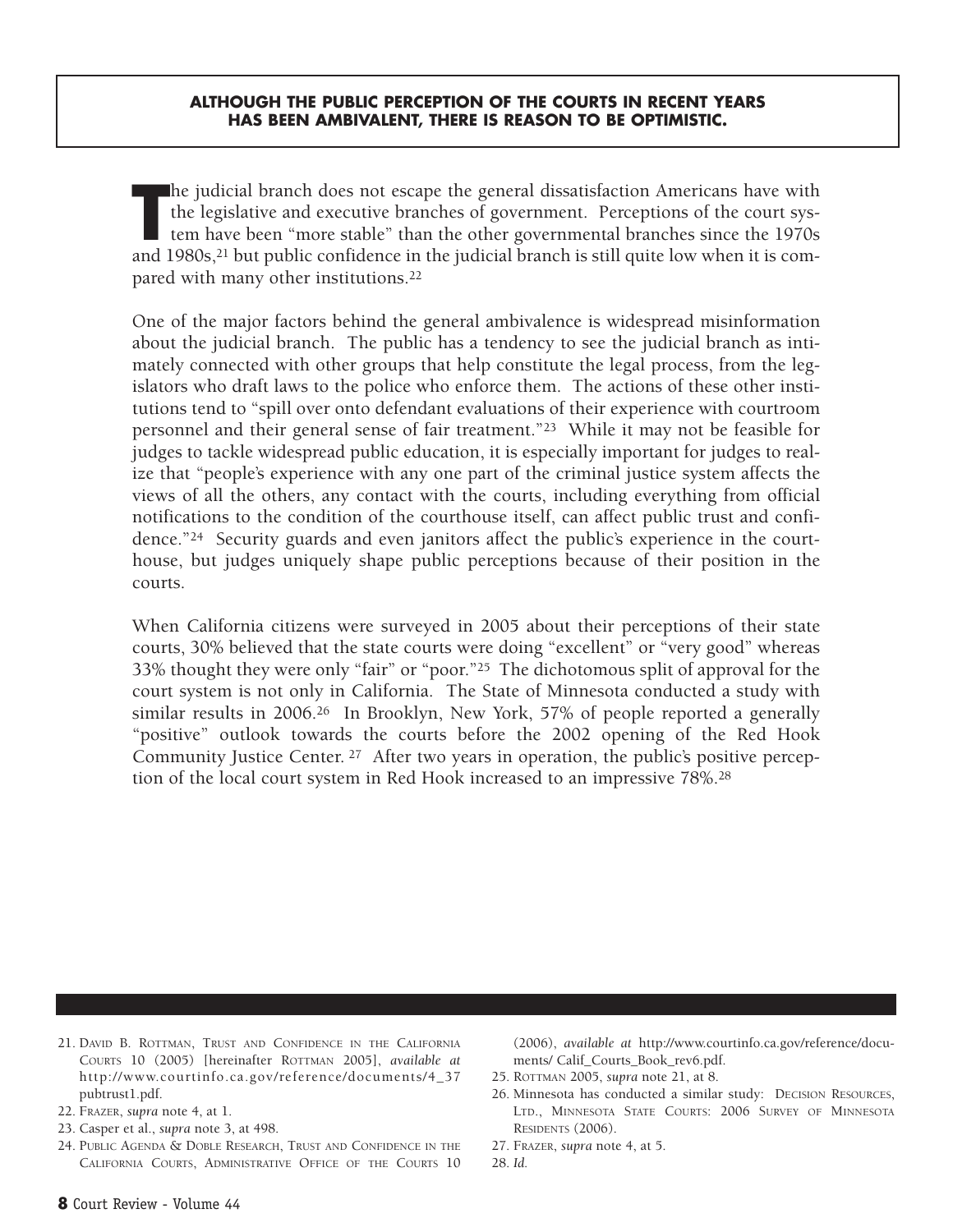**ALTHOUGH THE PUBLIC PERCEPTION OF THE COURTS IN RECENT YEARS HAS BEEN AMBIVALENT, THERE IS REASON TO BE OPTIMISTIC.**

The judicial branch does not escape the general dissatisfaction Americans have with the legislative and executive branches of government. Perceptions of the court system have been "more stable" than the other governmental branches since the 1970s and 1980s,[21] but public confidence in the judicial branch is still quite low when it is compared with many other institutions.[22]

One of the major factors behind the general ambivalence is widespread misinformation about the judicial branch. The public has a tendency to see the judicial branch as intimately connected with other groups that help constitute the legal process, from the legislators who draft laws to the police who enforce them. The actions of these other institutions tend to "spill over onto defendant evaluations of their experience with courtroom personnel and their general sense of fair treatment."[23] While it may not be feasible for judges to tackle widespread public education, it is especially important for judges to realize that "people's experience with any one part of the criminal justice system affects the views of all the others, any contact with the courts, including everything from official notifications to the condition of the courthouse itself, can affect public trust and confidence."[24] Security guards and even janitors affect the public's experience in the courthouse, but judges uniquely shape public perceptions because of their position in the courts.

When California citizens were surveyed in 2005 about their perceptions of their state courts, 30% believed that the state courts were doing "excellent" or "very good" whereas 33% thought they were only "fair" or "poor."[25] The dichotomous split of approval for the court system is not only in California. The State of Minnesota conducted a study with similar results in 2006.[26] In Brooklyn, New York, 57% of people reported a generally "positive" outlook towards the courts before the 2002 opening of the Red Hook Community Justice Center.[27] After two years in operation, the public's positive perception of the local court system in Red Hook increased to an impressive 78%.[28]

---

21. David B. Rottman, Trust and Confidence in the California Courts 10 (2005) [hereinafter Rottman 2005], *available at* http://www.courtinfo.ca.gov/reference/documents/4_37pubtrust1.pdf.
22. Frazer, *supra* note 4, at 1.
23. Casper et al., *supra* note 3, at 498.
24. Public Agenda & Doble Research, Trust and Confidence in the California Courts, Administrative Office of the Courts 10 (2006), *available at* http://www.courtinfo.ca.gov/reference/documents/ Calif_Courts_Book_rev6.pdf.
25. Rottman 2005, *supra* note 21, at 8.
26. Minnesota has conducted a similar study: Decision Resources, Ltd., Minnesota State Courts: 2006 Survey of Minnesota Residents (2006).
27. Frazer, *supra* note 4, at 5.
28. *Id.*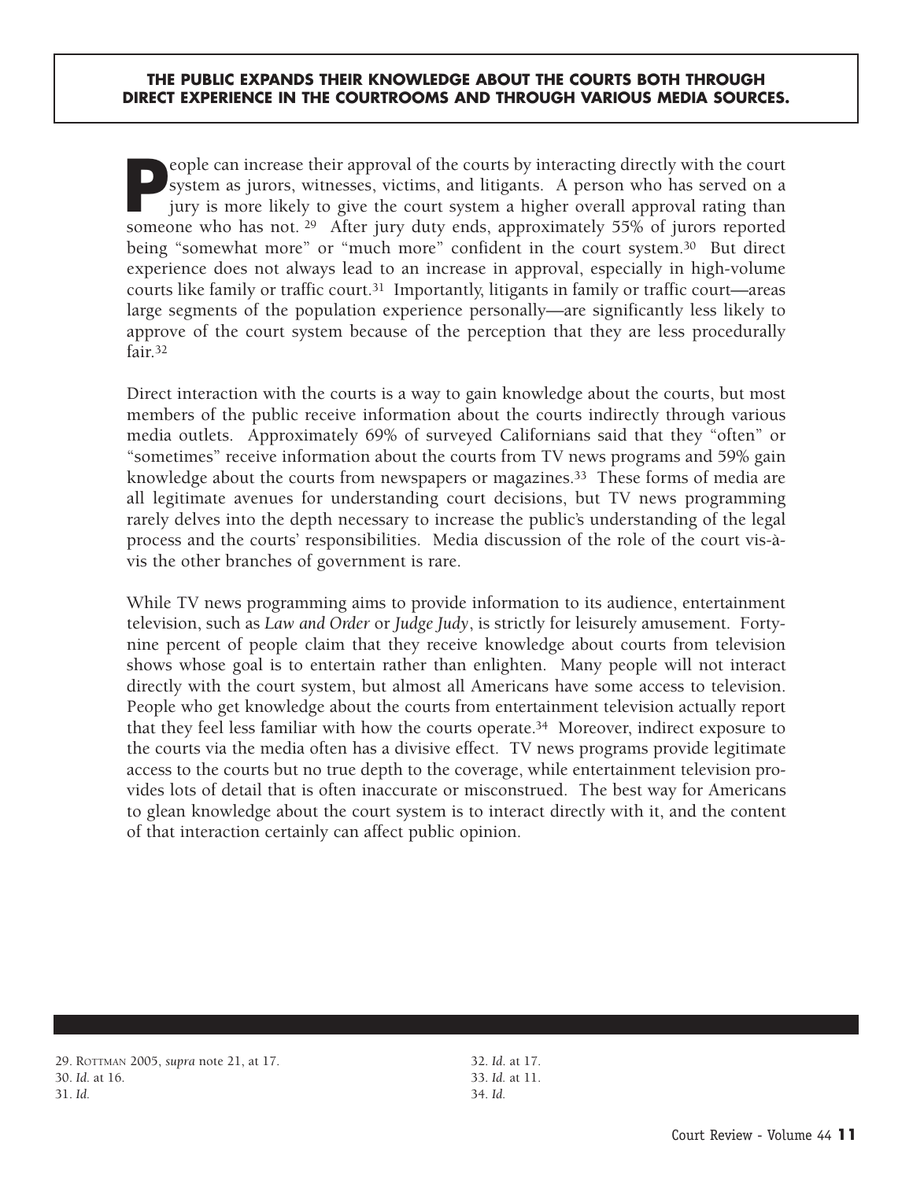**THE PUBLIC EXPANDS THEIR KNOWLEDGE ABOUT THE COURTS BOTH THROUGH DIRECT EXPERIENCE IN THE COURTROOMS AND THROUGH VARIOUS MEDIA SOURCES.**

People can increase their approval of the courts by interacting directly with the court system as jurors, witnesses, victims, and litigants. A person who has served on a jury is more likely to give the court system a higher overall approval rating than someone who has not.[29] After jury duty ends, approximately 55% of jurors reported being "somewhat more" or "much more" confident in the court system.[30] But direct experience does not always lead to an increase in approval, especially in high-volume courts like family or traffic court.[31] Importantly, litigants in family or traffic court—areas large segments of the population experience personally—are significantly less likely to approve of the court system because of the perception that they are less procedurally fair.[32]

Direct interaction with the courts is a way to gain knowledge about the courts, but most members of the public receive information about the courts indirectly through various media outlets. Approximately 69% of surveyed Californians said that they "often" or "sometimes" receive information about the courts from TV news programs and 59% gain knowledge about the courts from newspapers or magazines.[33] These forms of media are all legitimate avenues for understanding court decisions, but TV news programming rarely delves into the depth necessary to increase the public's understanding of the legal process and the courts' responsibilities. Media discussion of the role of the court vis-à-vis the other branches of government is rare.

While TV news programming aims to provide information to its audience, entertainment television, such as *Law and Order* or *Judge Judy*, is strictly for leisurely amusement. Forty-nine percent of people claim that they receive knowledge about courts from television shows whose goal is to entertain rather than enlighten. Many people will not interact directly with the court system, but almost all Americans have some access to television. People who get knowledge about the courts from entertainment television actually report that they feel less familiar with how the courts operate.[34] Moreover, indirect exposure to the courts via the media often has a divisive effect. TV news programs provide legitimate access to the courts but no true depth to the coverage, while entertainment television provides lots of detail that is often inaccurate or misconstrued. The best way for Americans to glean knowledge about the court system is to interact directly with it, and the content of that interaction certainly can affect public opinion.

---

29. ROTTMAN 2005, *supra* note 21, at 17.
30. *Id.* at 16.
31. *Id.*
32. *Id.* at 17.
33. *Id.* at 11.
34. *Id.*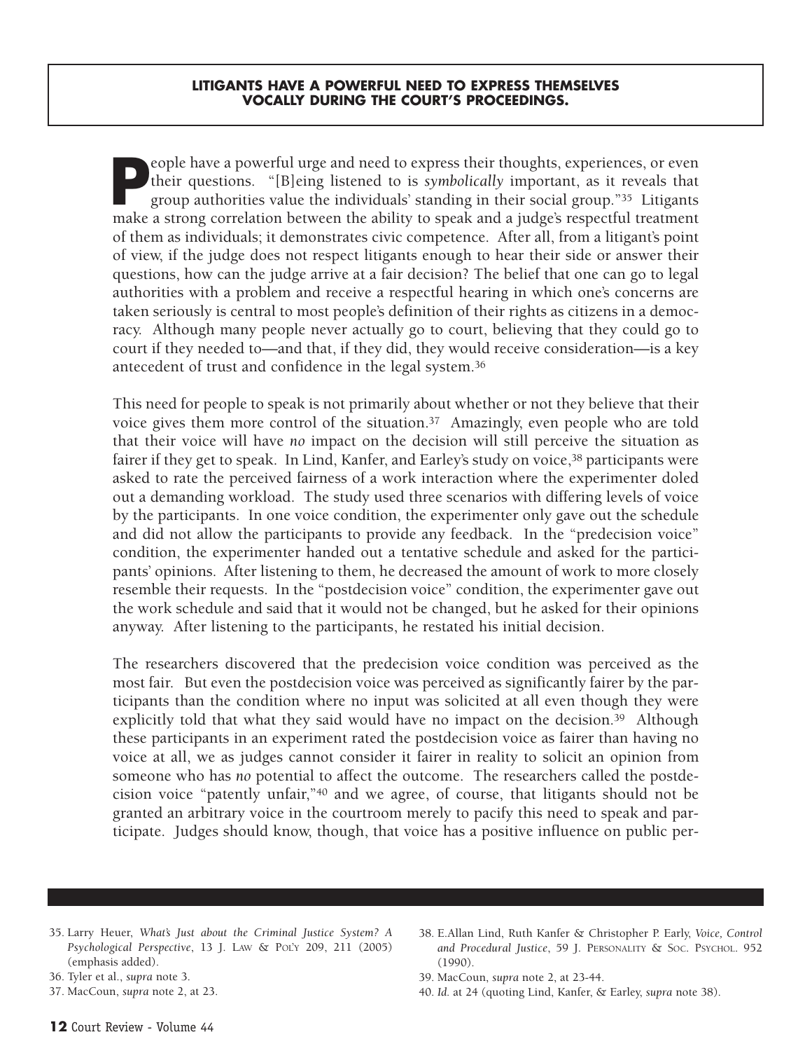**LITIGANTS HAVE A POWERFUL NEED TO EXPRESS THEMSELVES VOCALLY DURING THE COURT'S PROCEEDINGS.**

People have a powerful urge and need to express their thoughts, experiences, or even their questions. "[B]eing listened to is *symbolically* important, as it reveals that group authorities value the individuals' standing in their social group."[35] Litigants make a strong correlation between the ability to speak and a judge's respectful treatment of them as individuals; it demonstrates civic competence. After all, from a litigant's point of view, if the judge does not respect litigants enough to hear their side or answer their questions, how can the judge arrive at a fair decision? The belief that one can go to legal authorities with a problem and receive a respectful hearing in which one's concerns are taken seriously is central to most people's definition of their rights as citizens in a democracy. Although many people never actually go to court, believing that they could go to court if they needed to—and that, if they did, they would receive consideration—is a key antecedent of trust and confidence in the legal system.[36]

This need for people to speak is not primarily about whether or not they believe that their voice gives them more control of the situation.[37] Amazingly, even people who are told that their voice will have *no* impact on the decision will still perceive the situation as fairer if they get to speak. In Lind, Kanfer, and Earley's study on voice,[38] participants were asked to rate the perceived fairness of a work interaction where the experimenter doled out a demanding workload. The study used three scenarios with differing levels of voice by the participants. In one voice condition, the experimenter only gave out the schedule and did not allow the participants to provide any feedback. In the "predecision voice" condition, the experimenter handed out a tentative schedule and asked for the participants' opinions. After listening to them, he decreased the amount of work to more closely resemble their requests. In the "postdecision voice" condition, the experimenter gave out the work schedule and said that it would not be changed, but he asked for their opinions anyway. After listening to the participants, he restated his initial decision.

The researchers discovered that the predecision voice condition was perceived as the most fair. But even the postdecision voice was perceived as significantly fairer by the participants than the condition where no input was solicited at all even though they were explicitly told that what they said would have no impact on the decision.[39] Although these participants in an experiment rated the postdecision voice as fairer than having no voice at all, we as judges cannot consider it fairer in reality to solicit an opinion from someone who has *no* potential to affect the outcome. The researchers called the postdecision voice "patently unfair,"[40] and we agree, of course, that litigants should not be granted an arbitrary voice in the courtroom merely to pacify this need to speak and participate. Judges should know, though, that voice has a positive influence on public per-

35. Larry Heuer, *What's Just about the Criminal Justice System? A Psychological Perspective*, 13 J. LAW & POL'Y 209, 211 (2005) (emphasis added).

36. Tyler et al., *supra* note 3.

37. MacCoun, *supra* note 2, at 23.

38. E.Allan Lind, Ruth Kanfer & Christopher P. Early, *Voice, Control and Procedural Justice*, 59 J. PERSONALITY & SOC. PSYCHOL. 952 (1990).

39. MacCoun, *supra* note 2, at 23-44.

40. *Id.* at 24 (quoting Lind, Kanfer, & Earley, *supra* note 38).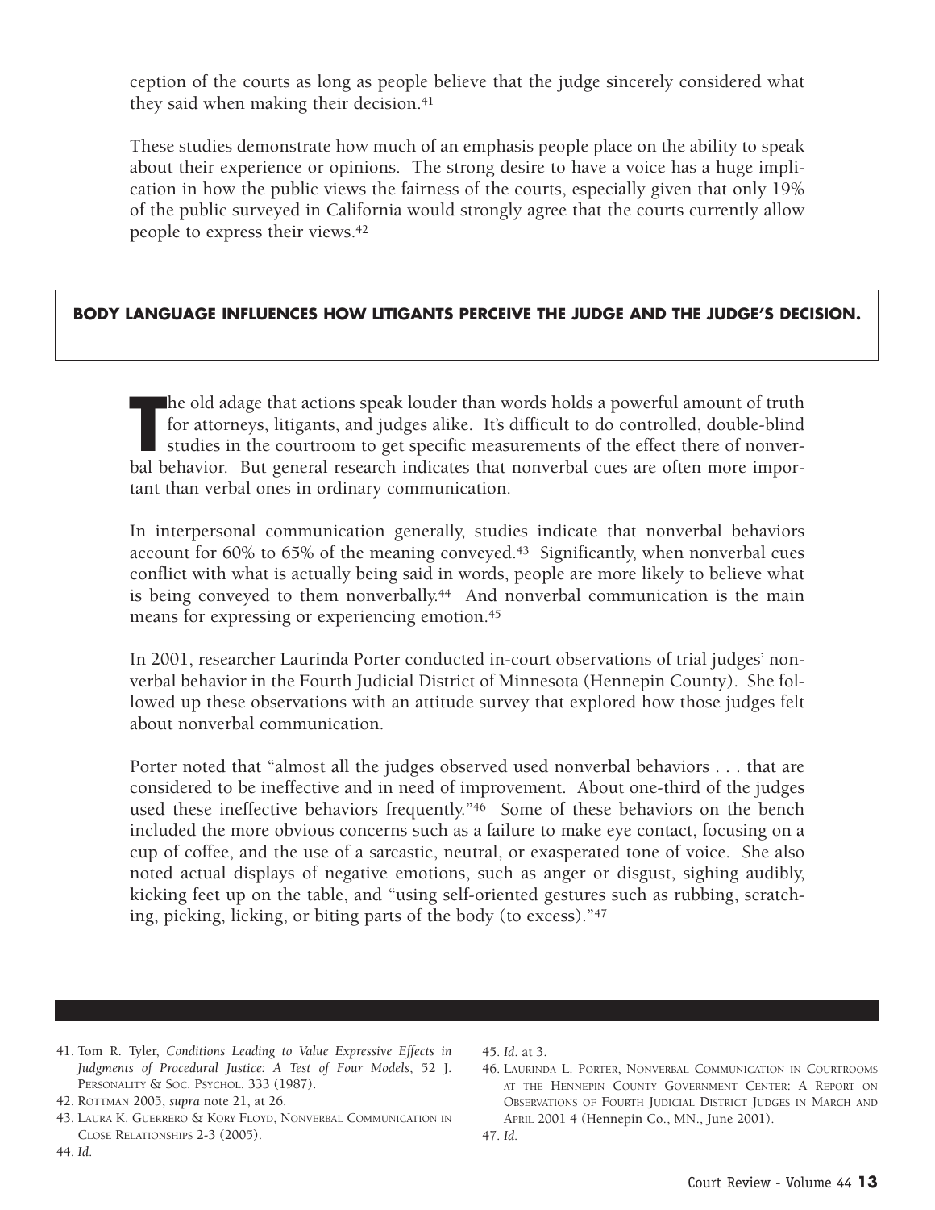ception of the courts as long as people believe that the judge sincerely considered what they said when making their decision.[41]

These studies demonstrate how much of an emphasis people place on the ability to speak about their experience or opinions. The strong desire to have a voice has a huge implication in how the public views the fairness of the courts, especially given that only 19% of the public surveyed in California would strongly agree that the courts currently allow people to express their views.[42]

## BODY LANGUAGE INFLUENCES HOW LITIGANTS PERCEIVE THE JUDGE AND THE JUDGE'S DECISION.

The old adage that actions speak louder than words holds a powerful amount of truth for attorneys, litigants, and judges alike. It's difficult to do controlled, double-blind studies in the courtroom to get specific measurements of the effect there of nonverbal behavior. But general research indicates that nonverbal cues are often more important than verbal ones in ordinary communication.

In interpersonal communication generally, studies indicate that nonverbal behaviors account for 60% to 65% of the meaning conveyed.[43] Significantly, when nonverbal cues conflict with what is actually being said in words, people are more likely to believe what is being conveyed to them nonverbally.[44] And nonverbal communication is the main means for expressing or experiencing emotion.[45]

In 2001, researcher Laurinda Porter conducted in-court observations of trial judges' nonverbal behavior in the Fourth Judicial District of Minnesota (Hennepin County). She followed up these observations with an attitude survey that explored how those judges felt about nonverbal communication.

Porter noted that "almost all the judges observed used nonverbal behaviors . . . that are considered to be ineffective and in need of improvement. About one-third of the judges used these ineffective behaviors frequently."[46] Some of these behaviors on the bench included the more obvious concerns such as a failure to make eye contact, focusing on a cup of coffee, and the use of a sarcastic, neutral, or exasperated tone of voice. She also noted actual displays of negative emotions, such as anger or disgust, sighing audibly, kicking feet up on the table, and "using self-oriented gestures such as rubbing, scratching, picking, licking, or biting parts of the body (to excess)."[47]

---

41. Tom R. Tyler, *Conditions Leading to Value Expressive Effects in Judgments of Procedural Justice: A Test of Four Models*, 52 J. PERSONALITY & SOC. PSYCHOL. 333 (1987).

42. ROTTMAN 2005, *supra* note 21, at 26.

43. LAURA K. GUERRERO & KORY FLOYD, NONVERBAL COMMUNICATION IN CLOSE RELATIONSHIPS 2-3 (2005).

44. *Id.*

45. *Id.* at 3.

46. LAURINDA L. PORTER, NONVERBAL COMMUNICATION IN COURTROOMS AT THE HENNEPIN COUNTY GOVERNMENT CENTER: A REPORT ON OBSERVATIONS OF FOURTH JUDICIAL DISTRICT JUDGES IN MARCH AND APRIL 2001 4 (Hennepin Co., MN., June 2001).

47. *Id.*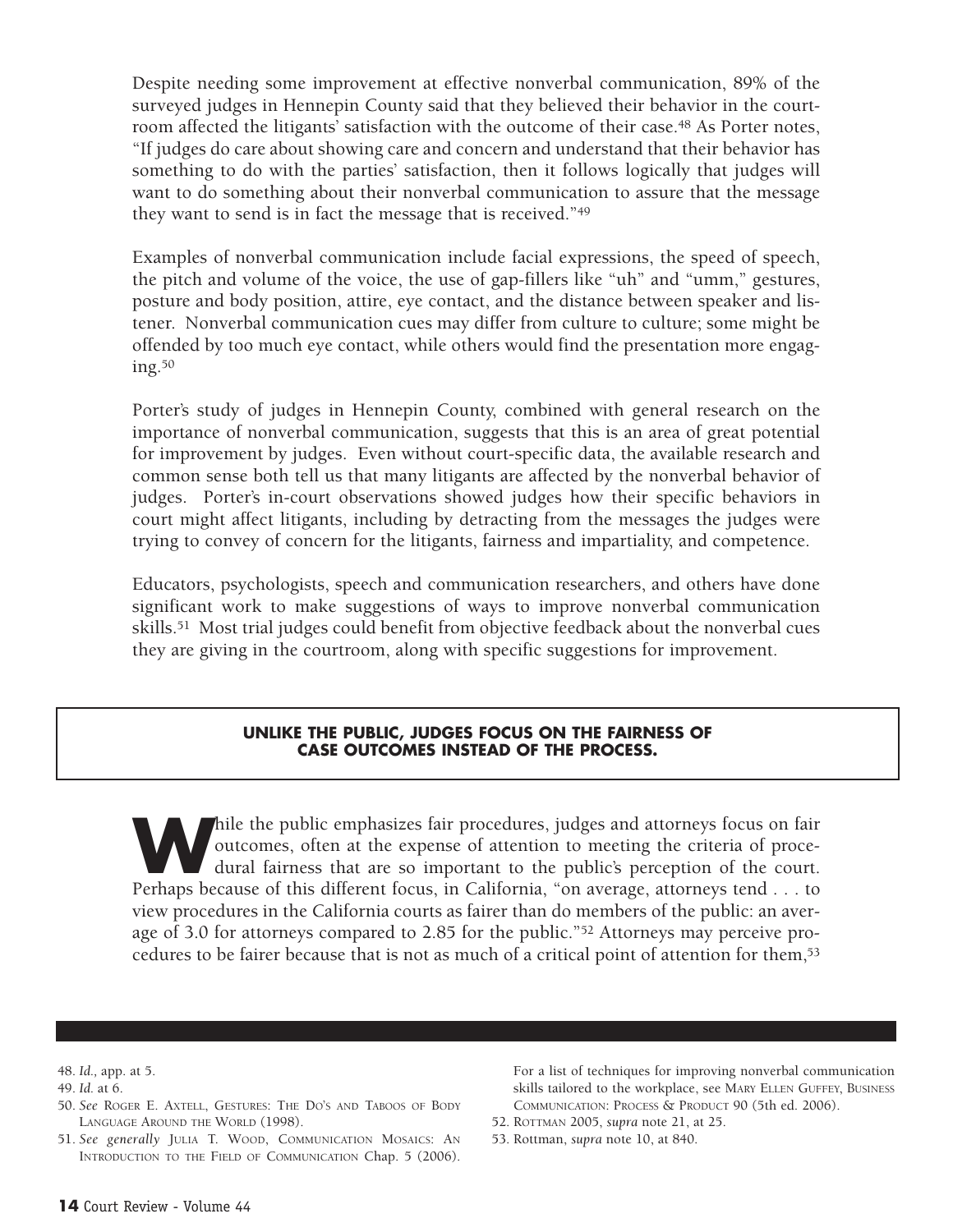Despite needing some improvement at effective nonverbal communication, 89% of the surveyed judges in Hennepin County said that they believed their behavior in the courtroom affected the litigants' satisfaction with the outcome of their case.[48] As Porter notes, "If judges do care about showing care and concern and understand that their behavior has something to do with the parties' satisfaction, then it follows logically that judges will want to do something about their nonverbal communication to assure that the message they want to send is in fact the message that is received."[49]

Examples of nonverbal communication include facial expressions, the speed of speech, the pitch and volume of the voice, the use of gap-fillers like "uh" and "umm," gestures, posture and body position, attire, eye contact, and the distance between speaker and listener. Nonverbal communication cues may differ from culture to culture; some might be offended by too much eye contact, while others would find the presentation more engaging.[50]

Porter's study of judges in Hennepin County, combined with general research on the importance of nonverbal communication, suggests that this is an area of great potential for improvement by judges. Even without court-specific data, the available research and common sense both tell us that many litigants are affected by the nonverbal behavior of judges. Porter's in-court observations showed judges how their specific behaviors in court might affect litigants, including by detracting from the messages the judges were trying to convey of concern for the litigants, fairness and impartiality, and competence.

Educators, psychologists, speech and communication researchers, and others have done significant work to make suggestions of ways to improve nonverbal communication skills.[51] Most trial judges could benefit from objective feedback about the nonverbal cues they are giving in the courtroom, along with specific suggestions for improvement.

## UNLIKE THE PUBLIC, JUDGES FOCUS ON THE FAIRNESS OF CASE OUTCOMES INSTEAD OF THE PROCESS.

While the public emphasizes fair procedures, judges and attorneys focus on fair outcomes, often at the expense of attention to meeting the criteria of procedural fairness that are so important to the public's perception of the court. Perhaps because of this different focus, in California, "on average, attorneys tend . . . to view procedures in the California courts as fairer than do members of the public: an average of 3.0 for attorneys compared to 2.85 for the public."[52] Attorneys may perceive procedures to be fairer because that is not as much of a critical point of attention for them,[53]

---

48. *Id.*, app. at 5.

49. *Id.* at 6.

50. *See* Roger E. Axtell, Gestures: The Do's and Taboos of Body Language Around the World (1998).

51. *See generally* Julia T. Wood, Communication Mosaics: An Introduction to the Field of Communication Chap. 5 (2006). For a list of techniques for improving nonverbal communication skills tailored to the workplace, see Mary Ellen Guffey, Business Communication: Process & Product 90 (5th ed. 2006).

52. Rottman 2005, *supra* note 21, at 25.

53. Rottman, *supra* note 10, at 840.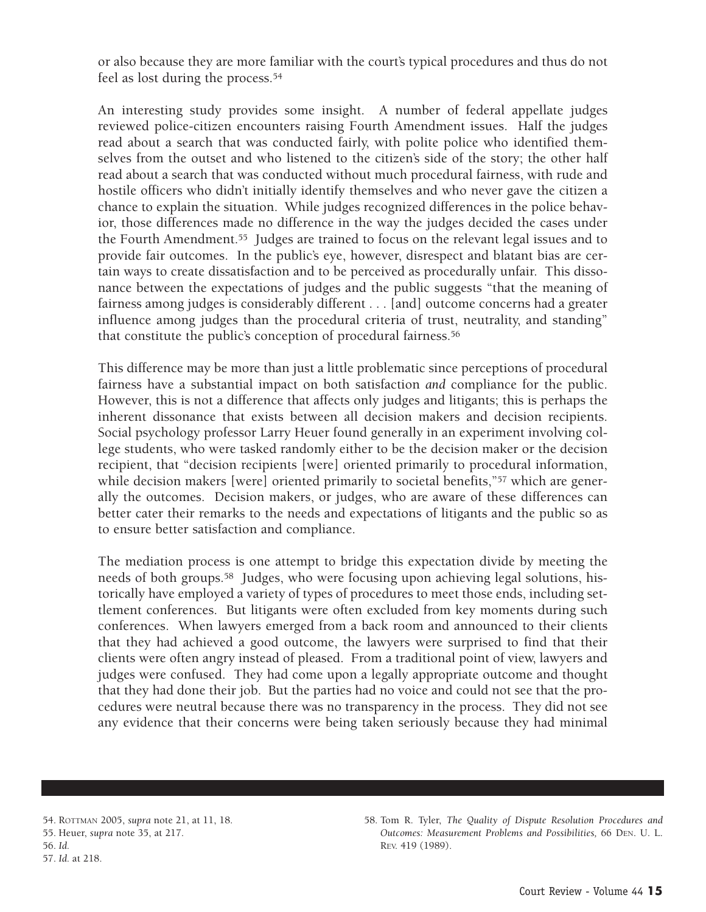or also because they are more familiar with the court's typical procedures and thus do not feel as lost during the process.[54]

An interesting study provides some insight. A number of federal appellate judges reviewed police-citizen encounters raising Fourth Amendment issues. Half the judges read about a search that was conducted fairly, with polite police who identified themselves from the outset and who listened to the citizen's side of the story; the other half read about a search that was conducted without much procedural fairness, with rude and hostile officers who didn't initially identify themselves and who never gave the citizen a chance to explain the situation. While judges recognized differences in the police behavior, those differences made no difference in the way the judges decided the cases under the Fourth Amendment.[55] Judges are trained to focus on the relevant legal issues and to provide fair outcomes. In the public's eye, however, disrespect and blatant bias are certain ways to create dissatisfaction and to be perceived as procedurally unfair. This dissonance between the expectations of judges and the public suggests "that the meaning of fairness among judges is considerably different . . . [and] outcome concerns had a greater influence among judges than the procedural criteria of trust, neutrality, and standing" that constitute the public's conception of procedural fairness.[56]

This difference may be more than just a little problematic since perceptions of procedural fairness have a substantial impact on both satisfaction *and* compliance for the public. However, this is not a difference that affects only judges and litigants; this is perhaps the inherent dissonance that exists between all decision makers and decision recipients. Social psychology professor Larry Heuer found generally in an experiment involving college students, who were tasked randomly either to be the decision maker or the decision recipient, that "decision recipients [were] oriented primarily to procedural information, while decision makers [were] oriented primarily to societal benefits,"[57] which are generally the outcomes. Decision makers, or judges, who are aware of these differences can better cater their remarks to the needs and expectations of litigants and the public so as to ensure better satisfaction and compliance.

The mediation process is one attempt to bridge this expectation divide by meeting the needs of both groups.[58] Judges, who were focusing upon achieving legal solutions, historically have employed a variety of types of procedures to meet those ends, including settlement conferences. But litigants were often excluded from key moments during such conferences. When lawyers emerged from a back room and announced to their clients that they had achieved a good outcome, the lawyers were surprised to find that their clients were often angry instead of pleased. From a traditional point of view, lawyers and judges were confused. They had come upon a legally appropriate outcome and thought that they had done their job. But the parties had no voice and could not see that the procedures were neutral because there was no transparency in the process. They did not see any evidence that their concerns were being taken seriously because they had minimal

54. Rottman 2005, *supra* note 21, at 11, 18.

55. Heuer, *supra* note 35, at 217.

56. *Id.*

57. *Id.* at 218.

58. Tom R. Tyler, *The Quality of Dispute Resolution Procedures and Outcomes: Measurement Problems and Possibilities,* 66 Den. U. L. Rev. 419 (1989).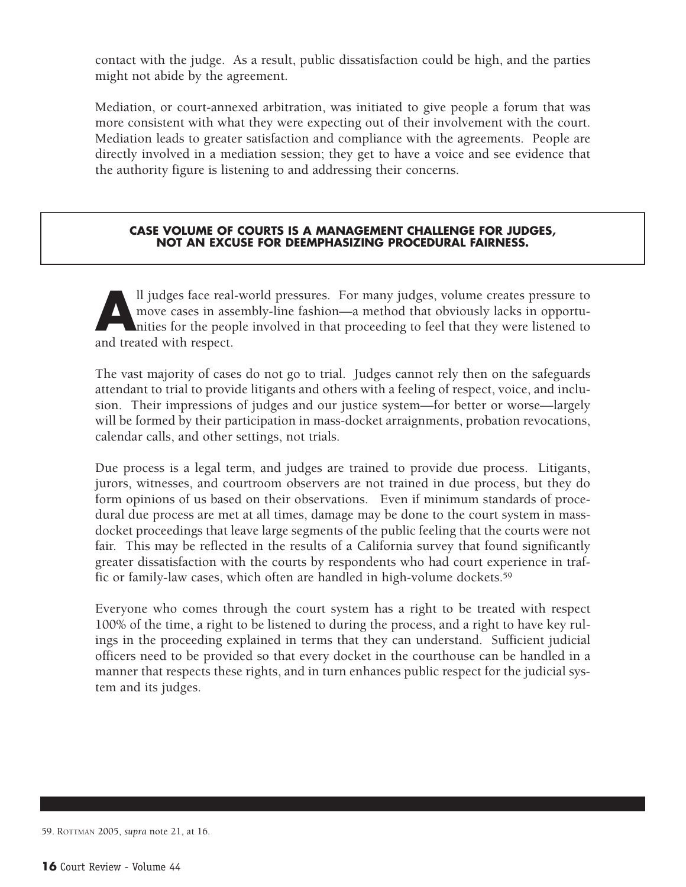contact with the judge. As a result, public dissatisfaction could be high, and the parties might not abide by the agreement.

Mediation, or court-annexed arbitration, was initiated to give people a forum that was more consistent with what they were expecting out of their involvement with the court. Mediation leads to greater satisfaction and compliance with the agreements. People are directly involved in a mediation session; they get to have a voice and see evidence that the authority figure is listening to and addressing their concerns.

## CASE VOLUME OF COURTS IS A MANAGEMENT CHALLENGE FOR JUDGES, NOT AN EXCUSE FOR DEEMPHASIZING PROCEDURAL FAIRNESS.

All judges face real-world pressures. For many judges, volume creates pressure to move cases in assembly-line fashion—a method that obviously lacks in opportunities for the people involved in that proceeding to feel that they were listened to and treated with respect.

The vast majority of cases do not go to trial. Judges cannot rely then on the safeguards attendant to trial to provide litigants and others with a feeling of respect, voice, and inclusion. Their impressions of judges and our justice system—for better or worse—largely will be formed by their participation in mass-docket arraignments, probation revocations, calendar calls, and other settings, not trials.

Due process is a legal term, and judges are trained to provide due process. Litigants, jurors, witnesses, and courtroom observers are not trained in due process, but they do form opinions of us based on their observations. Even if minimum standards of procedural due process are met at all times, damage may be done to the court system in mass-docket proceedings that leave large segments of the public feeling that the courts were not fair. This may be reflected in the results of a California survey that found significantly greater dissatisfaction with the courts by respondents who had court experience in traffic or family-law cases, which often are handled in high-volume dockets.[59]

Everyone who comes through the court system has a right to be treated with respect 100% of the time, a right to be listened to during the process, and a right to have key rulings in the proceeding explained in terms that they can understand. Sufficient judicial officers need to be provided so that every docket in the courthouse can be handled in a manner that respects these rights, and in turn enhances public respect for the judicial system and its judges.

---

59. ROTTMAN 2005, *supra* note 21, at 16.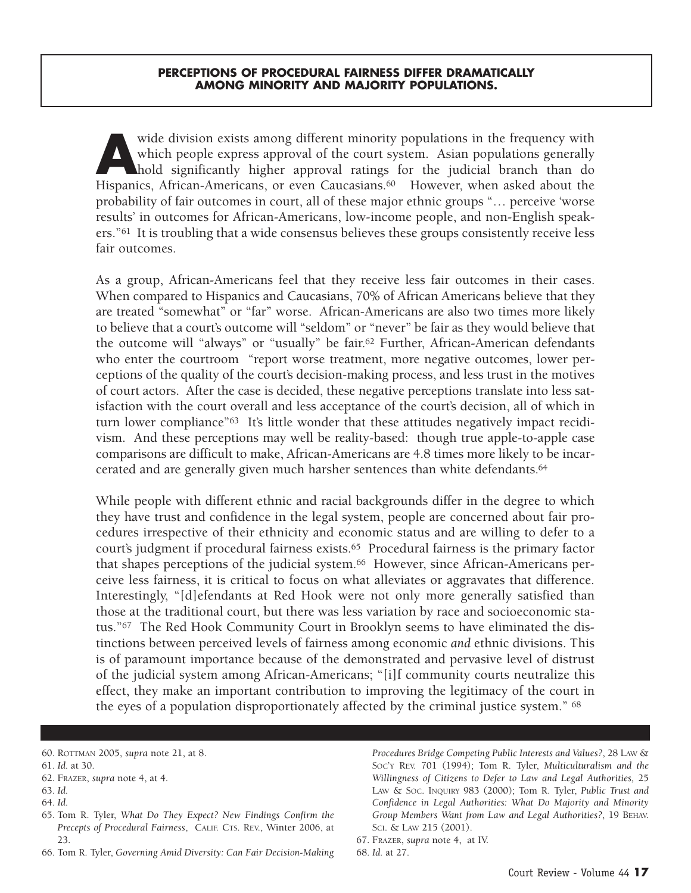**PERCEPTIONS OF PROCEDURAL FAIRNESS DIFFER DRAMATICALLY AMONG MINORITY AND MAJORITY POPULATIONS.**

A wide division exists among different minority populations in the frequency with which people express approval of the court system. Asian populations generally hold significantly higher approval ratings for the judicial branch than do Hispanics, African-Americans, or even Caucasians.[60] However, when asked about the probability of fair outcomes in court, all of these major ethnic groups "… perceive 'worse results' in outcomes for African-Americans, low-income people, and non-English speakers."[61] It is troubling that a wide consensus believes these groups consistently receive less fair outcomes.

As a group, African-Americans feel that they receive less fair outcomes in their cases. When compared to Hispanics and Caucasians, 70% of African Americans believe that they are treated "somewhat" or "far" worse. African-Americans are also two times more likely to believe that a court's outcome will "seldom" or "never" be fair as they would believe that the outcome will "always" or "usually" be fair.[62] Further, African-American defendants who enter the courtroom "report worse treatment, more negative outcomes, lower perceptions of the quality of the court's decision-making process, and less trust in the motives of court actors. After the case is decided, these negative perceptions translate into less satisfaction with the court overall and less acceptance of the court's decision, all of which in turn lower compliance"[63] It's little wonder that these attitudes negatively impact recidivism. And these perceptions may well be reality-based: though true apple-to-apple case comparisons are difficult to make, African-Americans are 4.8 times more likely to be incarcerated and are generally given much harsher sentences than white defendants.[64]

While people with different ethnic and racial backgrounds differ in the degree to which they have trust and confidence in the legal system, people are concerned about fair procedures irrespective of their ethnicity and economic status and are willing to defer to a court's judgment if procedural fairness exists.[65] Procedural fairness is the primary factor that shapes perceptions of the judicial system.[66] However, since African-Americans perceive less fairness, it is critical to focus on what alleviates or aggravates that difference. Interestingly, "[d]efendants at Red Hook were not only more generally satisfied than those at the traditional court, but there was less variation by race and socioeconomic status."[67] The Red Hook Community Court in Brooklyn seems to have eliminated the distinctions between perceived levels of fairness among economic *and* ethnic divisions. This is of paramount importance because of the demonstrated and pervasive level of distrust of the judicial system among African-Americans; "[i]f community courts neutralize this effect, they make an important contribution to improving the legitimacy of the court in the eyes of a population disproportionately affected by the criminal justice system." [68]

---

60. ROTTMAN 2005, *supra* note 21, at 8.
61. *Id.* at 30.
62. FRAZER, *supra* note 4, at 4.
63. *Id.*
64. *Id.*
65. Tom R. Tyler, *What Do They Expect? New Findings Confirm the Precepts of Procedural Fairness*, CALIF. CTS. REV., Winter 2006, at 23.
66. Tom R. Tyler, *Governing Amid Diversity: Can Fair Decision-Making Procedures Bridge Competing Public Interests and Values?*, 28 LAW & SOC'Y REV. 701 (1994); Tom R. Tyler, *Multiculturalism and the Willingness of Citizens to Defer to Law and Legal Authorities*, 25 LAW & SOC. INQUIRY 983 (2000); Tom R. Tyler, *Public Trust and Confidence in Legal Authorities: What Do Majority and Minority Group Members Want from Law and Legal Authorities?*, 19 BEHAV. SCI. & LAW 215 (2001).
67. FRAZER, *supra* note 4, at IV.
68. *Id.* at 27.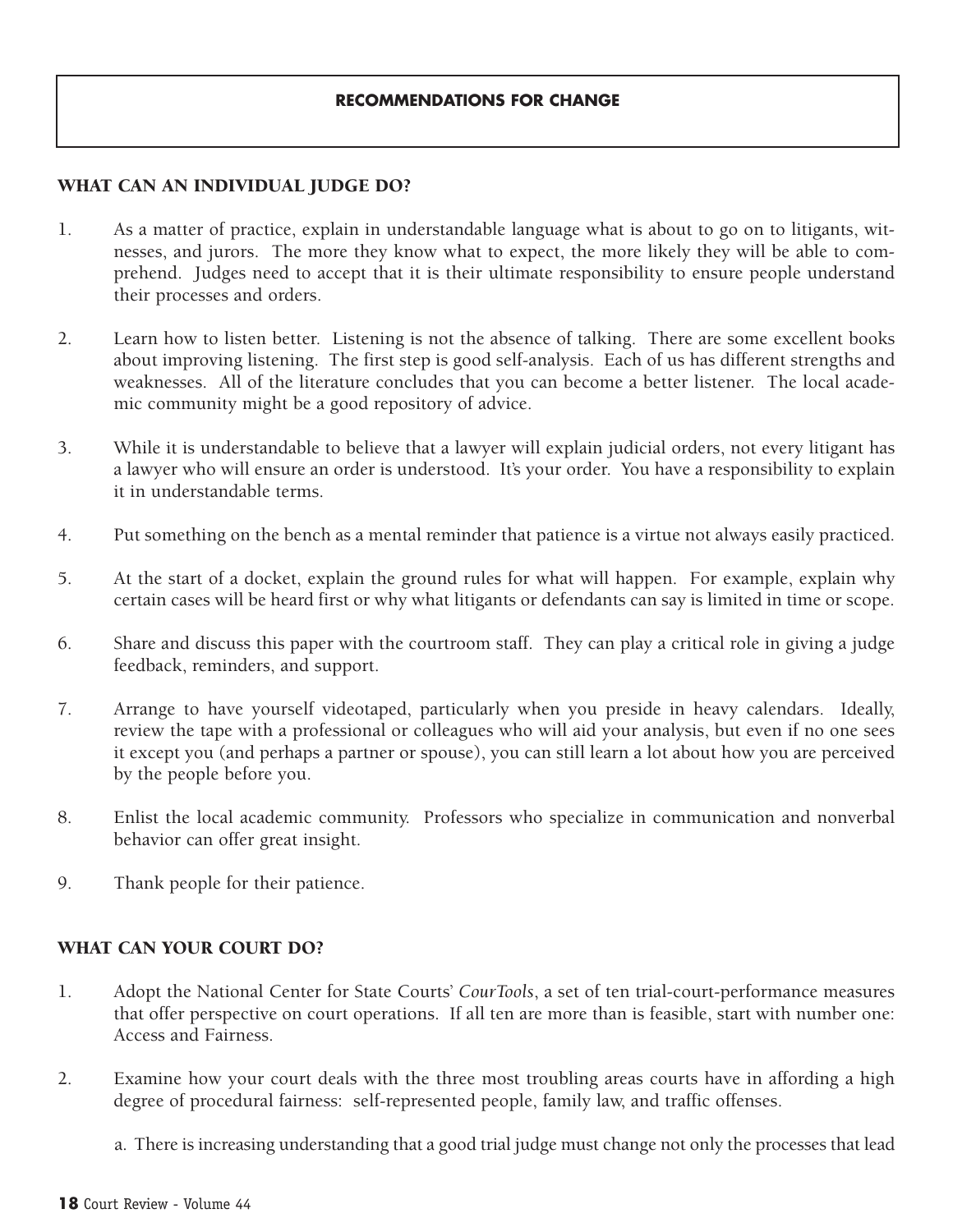## RECOMMENDATIONS FOR CHANGE

### WHAT CAN AN INDIVIDUAL JUDGE DO?

1. As a matter of practice, explain in understandable language what is about to go on to litigants, witnesses, and jurors. The more they know what to expect, the more likely they will be able to comprehend. Judges need to accept that it is their ultimate responsibility to ensure people understand their processes and orders.

2. Learn how to listen better. Listening is not the absence of talking. There are some excellent books about improving listening. The first step is good self-analysis. Each of us has different strengths and weaknesses. All of the literature concludes that you can become a better listener. The local academic community might be a good repository of advice.

3. While it is understandable to believe that a lawyer will explain judicial orders, not every litigant has a lawyer who will ensure an order is understood. It's your order. You have a responsibility to explain it in understandable terms.

4. Put something on the bench as a mental reminder that patience is a virtue not always easily practiced.

5. At the start of a docket, explain the ground rules for what will happen. For example, explain why certain cases will be heard first or why what litigants or defendants can say is limited in time or scope.

6. Share and discuss this paper with the courtroom staff. They can play a critical role in giving a judge feedback, reminders, and support.

7. Arrange to have yourself videotaped, particularly when you preside in heavy calendars. Ideally, review the tape with a professional or colleagues who will aid your analysis, but even if no one sees it except you (and perhaps a partner or spouse), you can still learn a lot about how you are perceived by the people before you.

8. Enlist the local academic community. Professors who specialize in communication and nonverbal behavior can offer great insight.

9. Thank people for their patience.

### WHAT CAN YOUR COURT DO?

1. Adopt the National Center for State Courts' *CourTools*, a set of ten trial-court-performance measures that offer perspective on court operations. If all ten are more than is feasible, start with number one: Access and Fairness.

2. Examine how your court deals with the three most troubling areas courts have in affording a high degree of procedural fairness: self-represented people, family law, and traffic offenses.

   a. There is increasing understanding that a good trial judge must change not only the processes that lead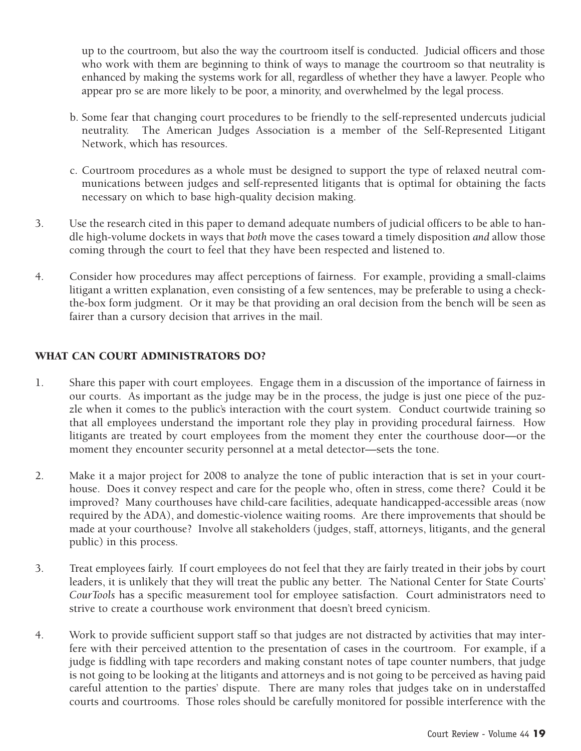up to the courtroom, but also the way the courtroom itself is conducted. Judicial officers and those who work with them are beginning to think of ways to manage the courtroom so that neutrality is enhanced by making the systems work for all, regardless of whether they have a lawyer. People who appear pro se are more likely to be poor, a minority, and overwhelmed by the legal process.

b. Some fear that changing court procedures to be friendly to the self-represented undercuts judicial neutrality. The American Judges Association is a member of the Self-Represented Litigant Network, which has resources.

c. Courtroom procedures as a whole must be designed to support the type of relaxed neutral communications between judges and self-represented litigants that is optimal for obtaining the facts necessary on which to base high-quality decision making.

3. Use the research cited in this paper to demand adequate numbers of judicial officers to be able to handle high-volume dockets in ways that *both* move the cases toward a timely disposition *and* allow those coming through the court to feel that they have been respected and listened to.

4. Consider how procedures may affect perceptions of fairness. For example, providing a small-claims litigant a written explanation, even consisting of a few sentences, may be preferable to using a check-the-box form judgment. Or it may be that providing an oral decision from the bench will be seen as fairer than a cursory decision that arrives in the mail.

## WHAT CAN COURT ADMINISTRATORS DO?

1. Share this paper with court employees. Engage them in a discussion of the importance of fairness in our courts. As important as the judge may be in the process, the judge is just one piece of the puzzle when it comes to the public's interaction with the court system. Conduct courtwide training so that all employees understand the important role they play in providing procedural fairness. How litigants are treated by court employees from the moment they enter the courthouse door—or the moment they encounter security personnel at a metal detector—sets the tone.

2. Make it a major project for 2008 to analyze the tone of public interaction that is set in your courthouse. Does it convey respect and care for the people who, often in stress, come there? Could it be improved? Many courthouses have child-care facilities, adequate handicapped-accessible areas (now required by the ADA), and domestic-violence waiting rooms. Are there improvements that should be made at your courthouse? Involve all stakeholders (judges, staff, attorneys, litigants, and the general public) in this process.

3. Treat employees fairly. If court employees do not feel that they are fairly treated in their jobs by court leaders, it is unlikely that they will treat the public any better. The National Center for State Courts' *CourTools* has a specific measurement tool for employee satisfaction. Court administrators need to strive to create a courthouse work environment that doesn't breed cynicism.

4. Work to provide sufficient support staff so that judges are not distracted by activities that may interfere with their perceived attention to the presentation of cases in the courtroom. For example, if a judge is fiddling with tape recorders and making constant notes of tape counter numbers, that judge is not going to be looking at the litigants and attorneys and is not going to be perceived as having paid careful attention to the parties' dispute. There are many roles that judges take on in understaffed courts and courtrooms. Those roles should be carefully monitored for possible interference with the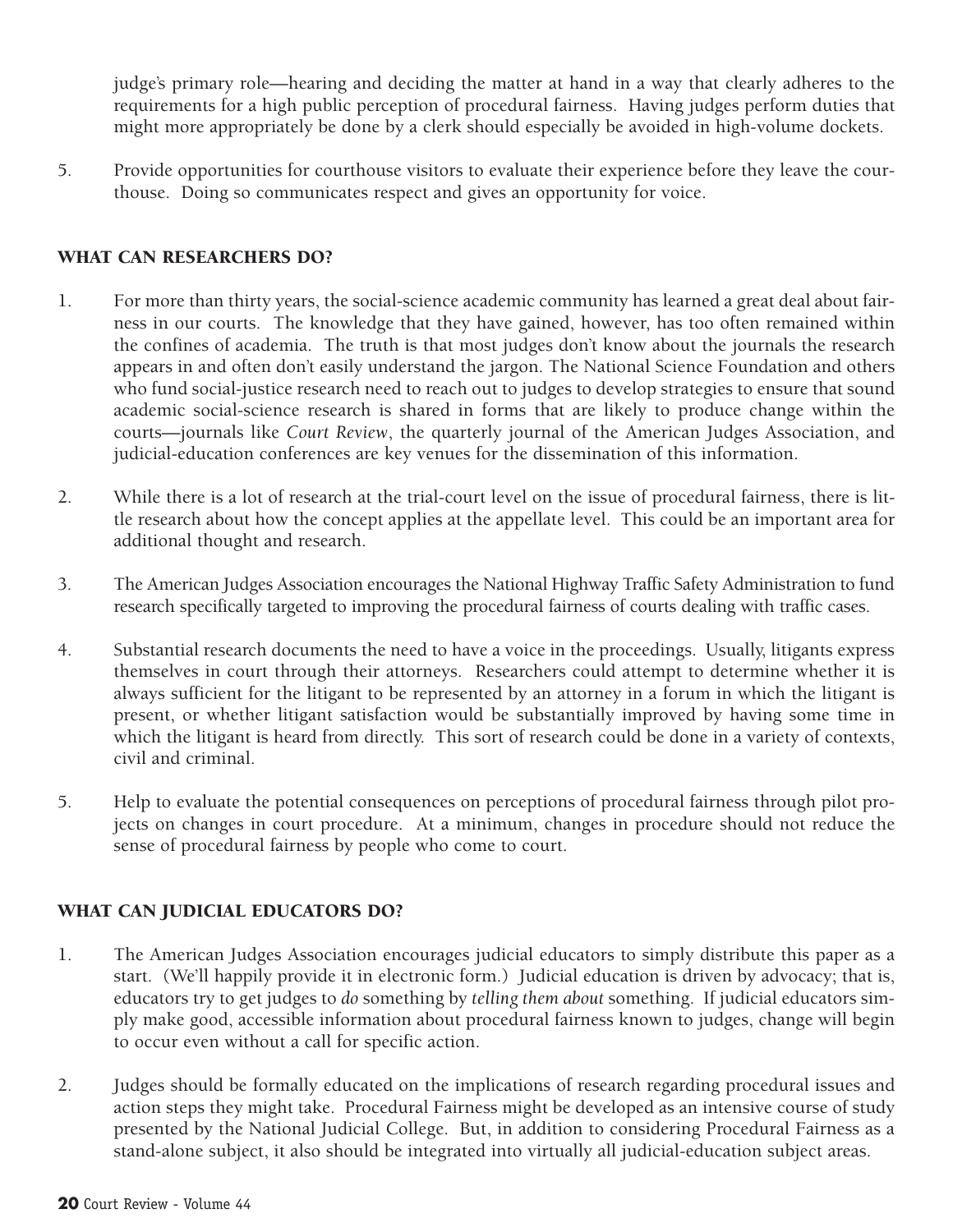judge's primary role—hearing and deciding the matter at hand in a way that clearly adheres to the requirements for a high public perception of procedural fairness. Having judges perform duties that might more appropriately be done by a clerk should especially be avoided in high-volume dockets.

5. Provide opportunities for courthouse visitors to evaluate their experience before they leave the courthouse. Doing so communicates respect and gives an opportunity for voice.

## WHAT CAN RESEARCHERS DO?

1. For more than thirty years, the social-science academic community has learned a great deal about fairness in our courts. The knowledge that they have gained, however, has too often remained within the confines of academia. The truth is that most judges don't know about the journals the research appears in and often don't easily understand the jargon. The National Science Foundation and others who fund social-justice research need to reach out to judges to develop strategies to ensure that sound academic social-science research is shared in forms that are likely to produce change within the courts—journals like *Court Review*, the quarterly journal of the American Judges Association, and judicial-education conferences are key venues for the dissemination of this information.

2. While there is a lot of research at the trial-court level on the issue of procedural fairness, there is little research about how the concept applies at the appellate level. This could be an important area for additional thought and research.

3. The American Judges Association encourages the National Highway Traffic Safety Administration to fund research specifically targeted to improving the procedural fairness of courts dealing with traffic cases.

4. Substantial research documents the need to have a voice in the proceedings. Usually, litigants express themselves in court through their attorneys. Researchers could attempt to determine whether it is always sufficient for the litigant to be represented by an attorney in a forum in which the litigant is present, or whether litigant satisfaction would be substantially improved by having some time in which the litigant is heard from directly. This sort of research could be done in a variety of contexts, civil and criminal.

5. Help to evaluate the potential consequences on perceptions of procedural fairness through pilot projects on changes in court procedure. At a minimum, changes in procedure should not reduce the sense of procedural fairness by people who come to court.

## WHAT CAN JUDICIAL EDUCATORS DO?

1. The American Judges Association encourages judicial educators to simply distribute this paper as a start. (We'll happily provide it in electronic form.) Judicial education is driven by advocacy; that is, educators try to get judges to *do* something by *telling them about* something. If judicial educators simply make good, accessible information about procedural fairness known to judges, change will begin to occur even without a call for specific action.

2. Judges should be formally educated on the implications of research regarding procedural issues and action steps they might take. Procedural Fairness might be developed as an intensive course of study presented by the National Judicial College. But, in addition to considering Procedural Fairness as a stand-alone subject, it also should be integrated into virtually all judicial-education subject areas.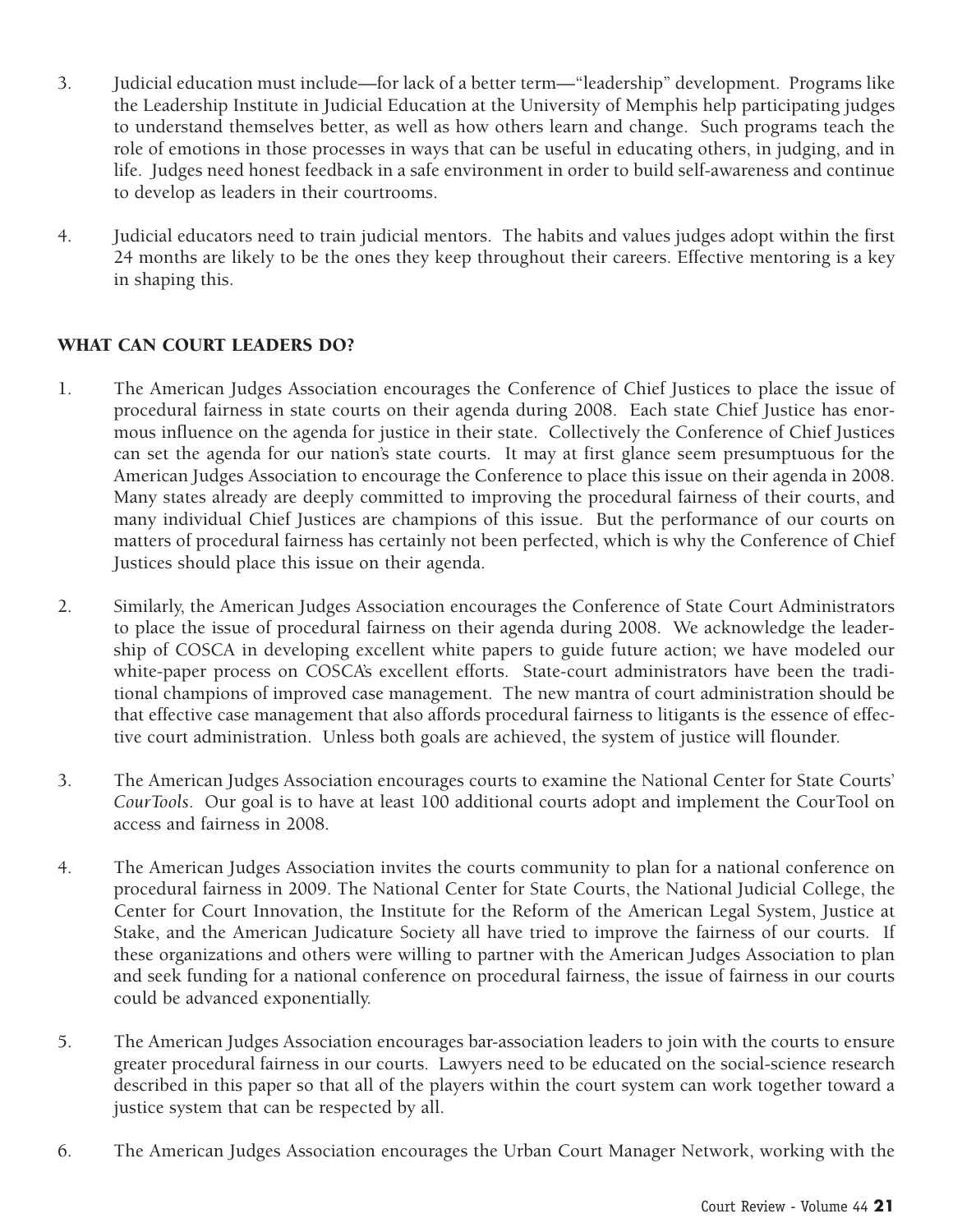3. Judicial education must include—for lack of a better term—"leadership" development. Programs like the Leadership Institute in Judicial Education at the University of Memphis help participating judges to understand themselves better, as well as how others learn and change. Such programs teach the role of emotions in those processes in ways that can be useful in educating others, in judging, and in life. Judges need honest feedback in a safe environment in order to build self-awareness and continue to develop as leaders in their courtrooms.

4. Judicial educators need to train judicial mentors. The habits and values judges adopt within the first 24 months are likely to be the ones they keep throughout their careers. Effective mentoring is a key in shaping this.

## WHAT CAN COURT LEADERS DO?

1. The American Judges Association encourages the Conference of Chief Justices to place the issue of procedural fairness in state courts on their agenda during 2008. Each state Chief Justice has enormous influence on the agenda for justice in their state. Collectively the Conference of Chief Justices can set the agenda for our nation's state courts. It may at first glance seem presumptuous for the American Judges Association to encourage the Conference to place this issue on their agenda in 2008. Many states already are deeply committed to improving the procedural fairness of their courts, and many individual Chief Justices are champions of this issue. But the performance of our courts on matters of procedural fairness has certainly not been perfected, which is why the Conference of Chief Justices should place this issue on their agenda.

2. Similarly, the American Judges Association encourages the Conference of State Court Administrators to place the issue of procedural fairness on their agenda during 2008. We acknowledge the leadership of COSCA in developing excellent white papers to guide future action; we have modeled our white-paper process on COSCA's excellent efforts. State-court administrators have been the traditional champions of improved case management. The new mantra of court administration should be that effective case management that also affords procedural fairness to litigants is the essence of effective court administration. Unless both goals are achieved, the system of justice will flounder.

3. The American Judges Association encourages courts to examine the National Center for State Courts' *CourTools*. Our goal is to have at least 100 additional courts adopt and implement the CourTool on access and fairness in 2008.

4. The American Judges Association invites the courts community to plan for a national conference on procedural fairness in 2009. The National Center for State Courts, the National Judicial College, the Center for Court Innovation, the Institute for the Reform of the American Legal System, Justice at Stake, and the American Judicature Society all have tried to improve the fairness of our courts. If these organizations and others were willing to partner with the American Judges Association to plan and seek funding for a national conference on procedural fairness, the issue of fairness in our courts could be advanced exponentially.

5. The American Judges Association encourages bar-association leaders to join with the courts to ensure greater procedural fairness in our courts. Lawyers need to be educated on the social-science research described in this paper so that all of the players within the court system can work together toward a justice system that can be respected by all.

6. The American Judges Association encourages the Urban Court Manager Network, working with the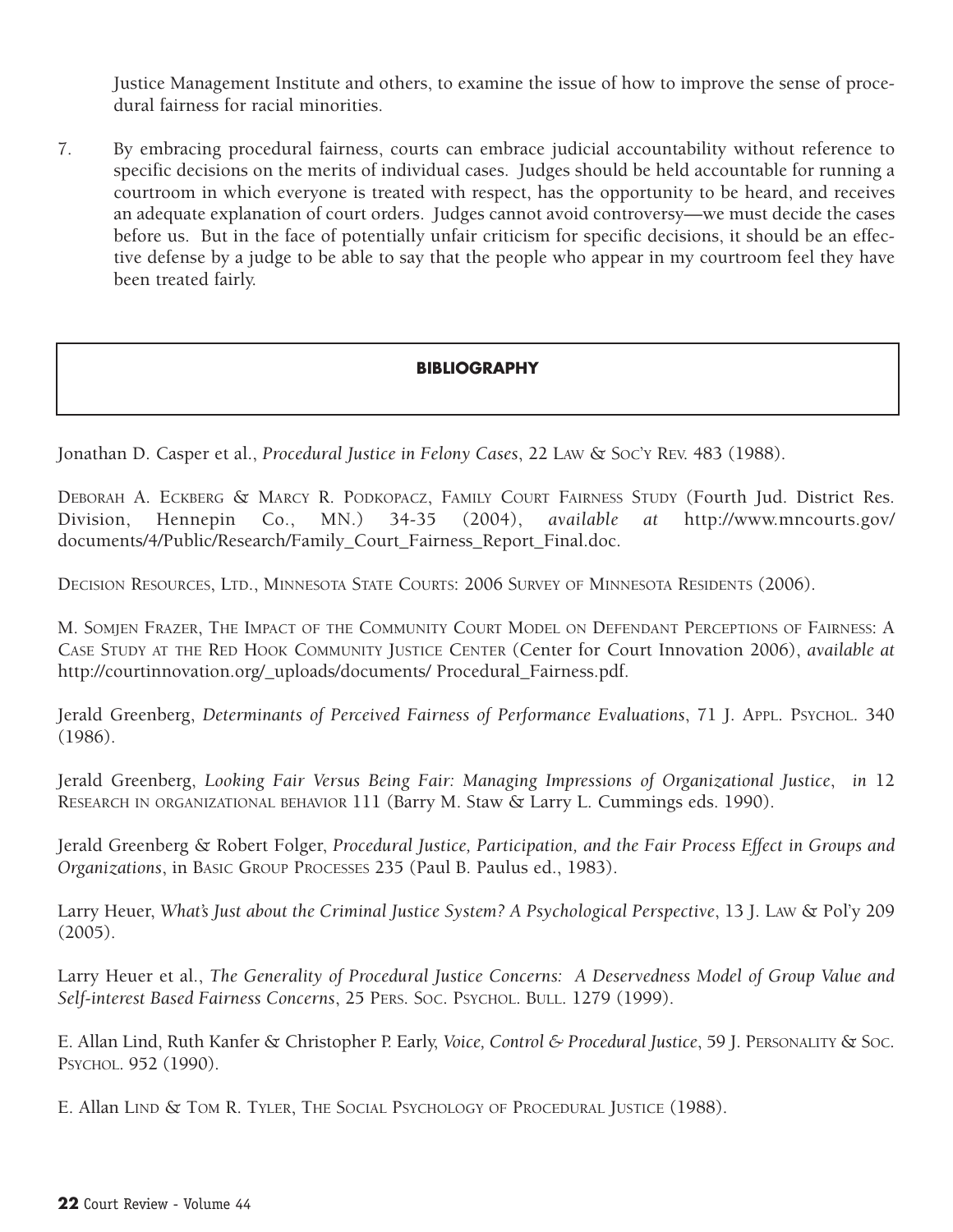Justice Management Institute and others, to examine the issue of how to improve the sense of procedural fairness for racial minorities.

7. By embracing procedural fairness, courts can embrace judicial accountability without reference to specific decisions on the merits of individual cases. Judges should be held accountable for running a courtroom in which everyone is treated with respect, has the opportunity to be heard, and receives an adequate explanation of court orders. Judges cannot avoid controversy—we must decide the cases before us. But in the face of potentially unfair criticism for specific decisions, it should be an effective defense by a judge to be able to say that the people who appear in my courtroom feel they have been treated fairly.

## BIBLIOGRAPHY

Jonathan D. Casper et al., *Procedural Justice in Felony Cases*, 22 LAW & SOC'Y REV. 483 (1988).

DEBORAH A. ECKBERG & MARCY R. PODKOPACZ, FAMILY COURT FAIRNESS STUDY (Fourth Jud. District Res. Division, Hennepin Co., MN.) 34-35 (2004), *available at* http://www.mncourts.gov/documents/4/Public/Research/Family_Court_Fairness_Report_Final.doc.

DECISION RESOURCES, LTD., MINNESOTA STATE COURTS: 2006 SURVEY OF MINNESOTA RESIDENTS (2006).

M. SOMJEN FRAZER, THE IMPACT OF THE COMMUNITY COURT MODEL ON DEFENDANT PERCEPTIONS OF FAIRNESS: A CASE STUDY AT THE RED HOOK COMMUNITY JUSTICE CENTER (Center for Court Innovation 2006), *available at* http://courtinnovation.org/_uploads/documents/ Procedural_Fairness.pdf.

Jerald Greenberg, *Determinants of Perceived Fairness of Performance Evaluations*, 71 J. APPL. PSYCHOL. 340 (1986).

Jerald Greenberg, *Looking Fair Versus Being Fair: Managing Impressions of Organizational Justice*, *in* 12 RESEARCH IN ORGANIZATIONAL BEHAVIOR 111 (Barry M. Staw & Larry L. Cummings eds. 1990).

Jerald Greenberg & Robert Folger, *Procedural Justice, Participation, and the Fair Process Effect in Groups and Organizations*, in BASIC GROUP PROCESSES 235 (Paul B. Paulus ed., 1983).

Larry Heuer, *What's Just about the Criminal Justice System? A Psychological Perspective*, 13 J. LAW & Pol'y 209 (2005).

Larry Heuer et al., *The Generality of Procedural Justice Concerns: A Deservedness Model of Group Value and Self-interest Based Fairness Concerns*, 25 PERS. SOC. PSYCHOL. BULL. 1279 (1999).

E. Allan Lind, Ruth Kanfer & Christopher P. Early, *Voice, Control & Procedural Justice*, 59 J. PERSONALITY & SOC. PSYCHOL. 952 (1990).

E. Allan LIND & TOM R. TYLER, THE SOCIAL PSYCHOLOGY OF PROCEDURAL JUSTICE (1988).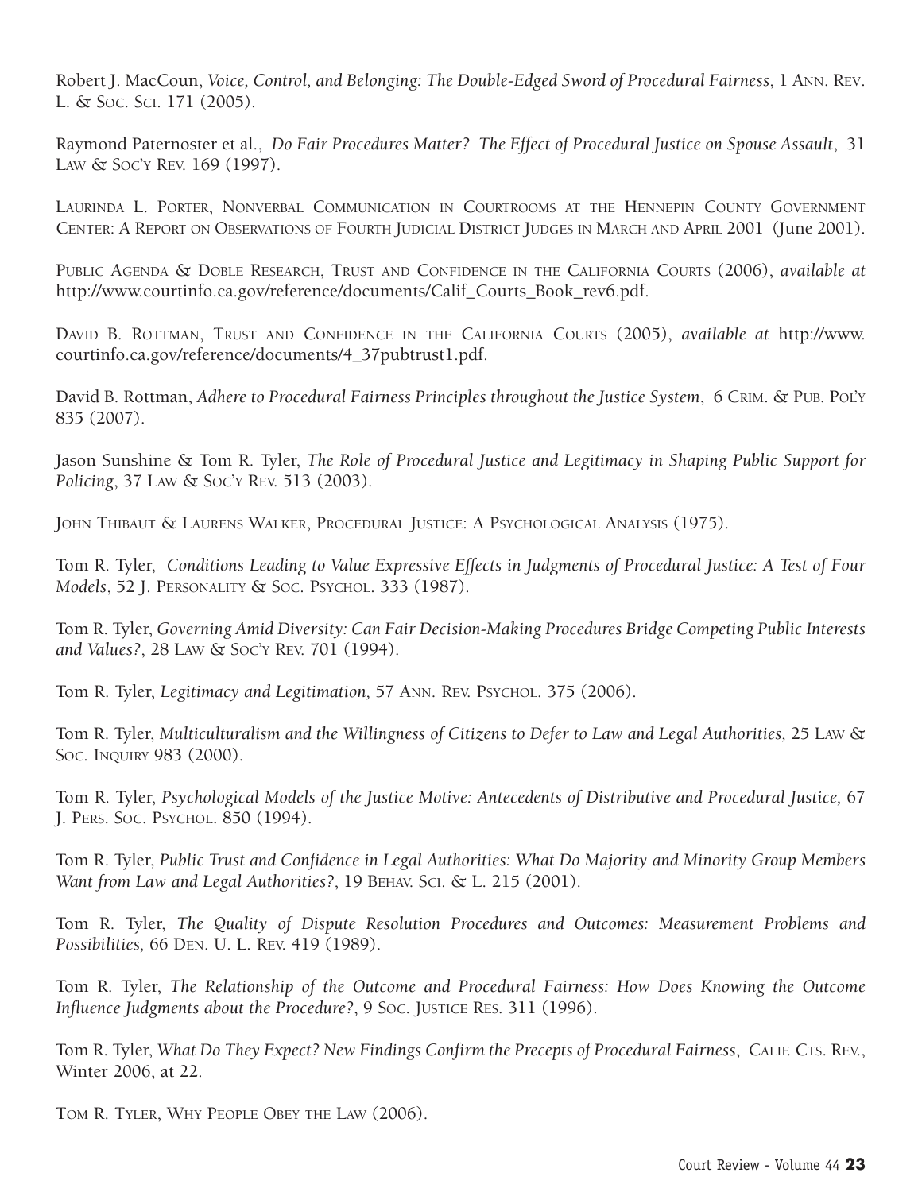Robert J. MacCoun, *Voice, Control, and Belonging: The Double-Edged Sword of Procedural Fairness*, 1 ANN. REV. L. & SOC. SCI. 171 (2005).

Raymond Paternoster et al., *Do Fair Procedures Matter? The Effect of Procedural Justice on Spouse Assault*, 31 LAW & SOC'Y REV. 169 (1997).

LAURINDA L. PORTER, NONVERBAL COMMUNICATION IN COURTROOMS AT THE HENNEPIN COUNTY GOVERNMENT CENTER: A REPORT ON OBSERVATIONS OF FOURTH JUDICIAL DISTRICT JUDGES IN MARCH AND APRIL 2001 (June 2001).

PUBLIC AGENDA & DOBLE RESEARCH, TRUST AND CONFIDENCE IN THE CALIFORNIA COURTS (2006), *available at* http://www.courtinfo.ca.gov/reference/documents/Calif_Courts_Book_rev6.pdf.

DAVID B. ROTTMAN, TRUST AND CONFIDENCE IN THE CALIFORNIA COURTS (2005), *available at* http://www.courtinfo.ca.gov/reference/documents/4_37pubtrust1.pdf.

David B. Rottman, *Adhere to Procedural Fairness Principles throughout the Justice System*, 6 CRIM. & PUB. POL'Y 835 (2007).

Jason Sunshine & Tom R. Tyler, *The Role of Procedural Justice and Legitimacy in Shaping Public Support for Policing*, 37 LAW & SOC'Y REV. 513 (2003).

JOHN THIBAUT & LAURENS WALKER, PROCEDURAL JUSTICE: A PSYCHOLOGICAL ANALYSIS (1975).

Tom R. Tyler, *Conditions Leading to Value Expressive Effects in Judgments of Procedural Justice: A Test of Four Models*, 52 J. PERSONALITY & SOC. PSYCHOL. 333 (1987).

Tom R. Tyler, *Governing Amid Diversity: Can Fair Decision-Making Procedures Bridge Competing Public Interests and Values?*, 28 LAW & SOC'Y REV. 701 (1994).

Tom R. Tyler, *Legitimacy and Legitimation,* 57 ANN. REV. PSYCHOL. 375 (2006).

Tom R. Tyler, *Multiculturalism and the Willingness of Citizens to Defer to Law and Legal Authorities,* 25 LAW & SOC. INQUIRY 983 (2000).

Tom R. Tyler, *Psychological Models of the Justice Motive: Antecedents of Distributive and Procedural Justice,* 67 J. PERS. SOC. PSYCHOL. 850 (1994).

Tom R. Tyler, *Public Trust and Confidence in Legal Authorities: What Do Majority and Minority Group Members Want from Law and Legal Authorities?*, 19 BEHAV. SCI. & L. 215 (2001).

Tom R. Tyler, *The Quality of Dispute Resolution Procedures and Outcomes: Measurement Problems and Possibilities,* 66 DEN. U. L. REV. 419 (1989).

Tom R. Tyler, *The Relationship of the Outcome and Procedural Fairness: How Does Knowing the Outcome Influence Judgments about the Procedure?*, 9 SOC. JUSTICE RES. 311 (1996).

Tom R. Tyler, *What Do They Expect? New Findings Confirm the Precepts of Procedural Fairness*, CALIF. CTS. REV., Winter 2006, at 22.

TOM R. TYLER, WHY PEOPLE OBEY THE LAW (2006).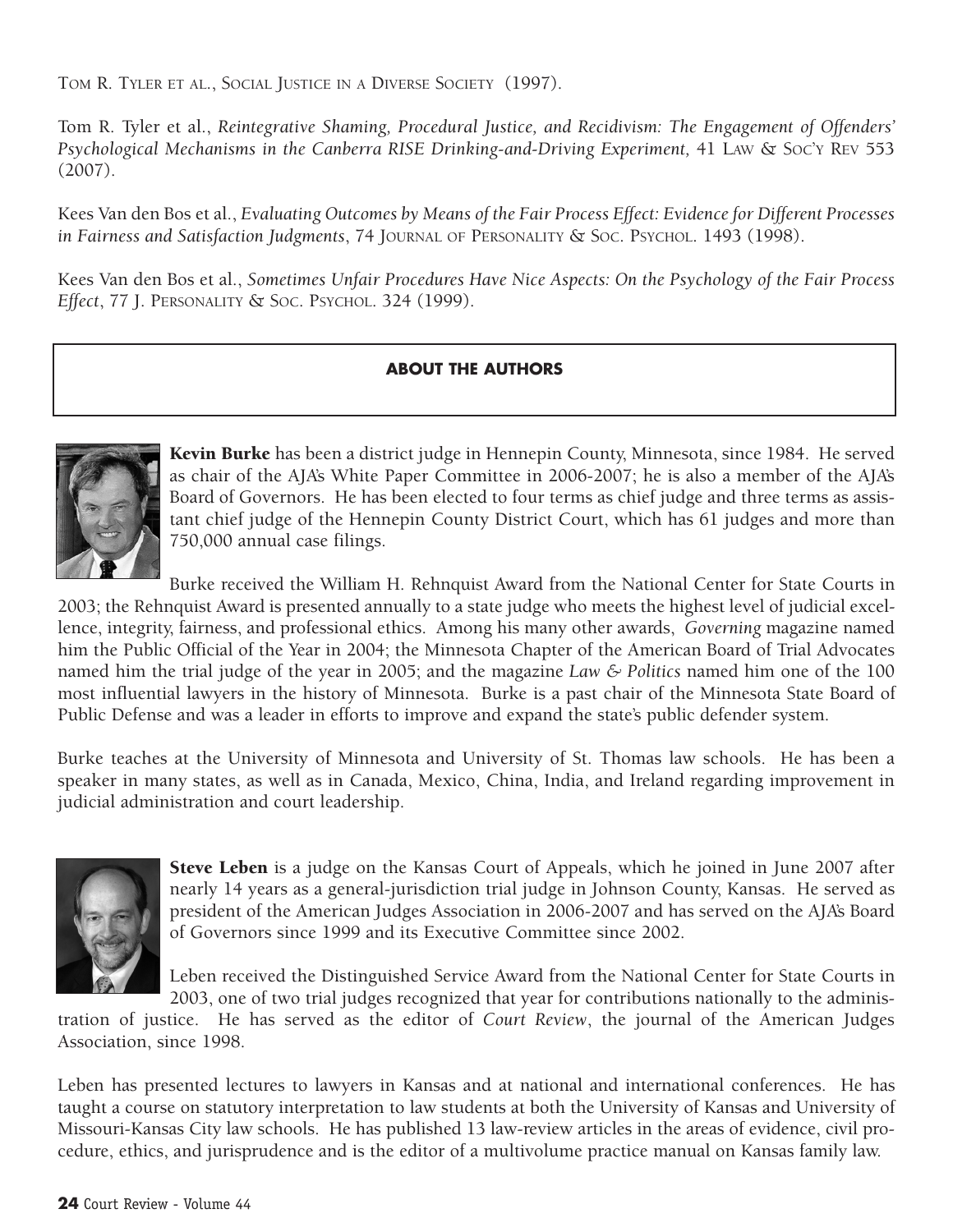TOM R. TYLER ET AL., SOCIAL JUSTICE IN A DIVERSE SOCIETY (1997).

Tom R. Tyler et al., *Reintegrative Shaming, Procedural Justice, and Recidivism: The Engagement of Offenders' Psychological Mechanisms in the Canberra RISE Drinking-and-Driving Experiment,* 41 LAW & SOC'Y REV 553 (2007).

Kees Van den Bos et al., *Evaluating Outcomes by Means of the Fair Process Effect: Evidence for Different Processes in Fairness and Satisfaction Judgments*, 74 JOURNAL OF PERSONALITY & SOC. PSYCHOL. 1493 (1998).

Kees Van den Bos et al., *Sometimes Unfair Procedures Have Nice Aspects: On the Psychology of the Fair Process Effect*, 77 J. PERSONALITY & SOC. PSYCHOL. 324 (1999).

## ABOUT THE AUTHORS

**Kevin Burke** has been a district judge in Hennepin County, Minnesota, since 1984. He served as chair of the AJA's White Paper Committee in 2006-2007; he is also a member of the AJA's Board of Governors. He has been elected to four terms as chief judge and three terms as assistant chief judge of the Hennepin County District Court, which has 61 judges and more than 750,000 annual case filings.

Burke received the William H. Rehnquist Award from the National Center for State Courts in 2003; the Rehnquist Award is presented annually to a state judge who meets the highest level of judicial excellence, integrity, fairness, and professional ethics. Among his many other awards, *Governing* magazine named him the Public Official of the Year in 2004; the Minnesota Chapter of the American Board of Trial Advocates named him the trial judge of the year in 2005; and the magazine *Law & Politics* named him one of the 100 most influential lawyers in the history of Minnesota. Burke is a past chair of the Minnesota State Board of Public Defense and was a leader in efforts to improve and expand the state's public defender system.

Burke teaches at the University of Minnesota and University of St. Thomas law schools. He has been a speaker in many states, as well as in Canada, Mexico, China, India, and Ireland regarding improvement in judicial administration and court leadership.

**Steve Leben** is a judge on the Kansas Court of Appeals, which he joined in June 2007 after nearly 14 years as a general-jurisdiction trial judge in Johnson County, Kansas. He served as president of the American Judges Association in 2006-2007 and has served on the AJA's Board of Governors since 1999 and its Executive Committee since 2002.

Leben received the Distinguished Service Award from the National Center for State Courts in 2003, one of two trial judges recognized that year for contributions nationally to the administration of justice. He has served as the editor of *Court Review*, the journal of the American Judges Association, since 1998.

Leben has presented lectures to lawyers in Kansas and at national and international conferences. He has taught a course on statutory interpretation to law students at both the University of Kansas and University of Missouri-Kansas City law schools. He has published 13 law-review articles in the areas of evidence, civil procedure, ethics, and jurisprudence and is the editor of a multivolume practice manual on Kansas family law.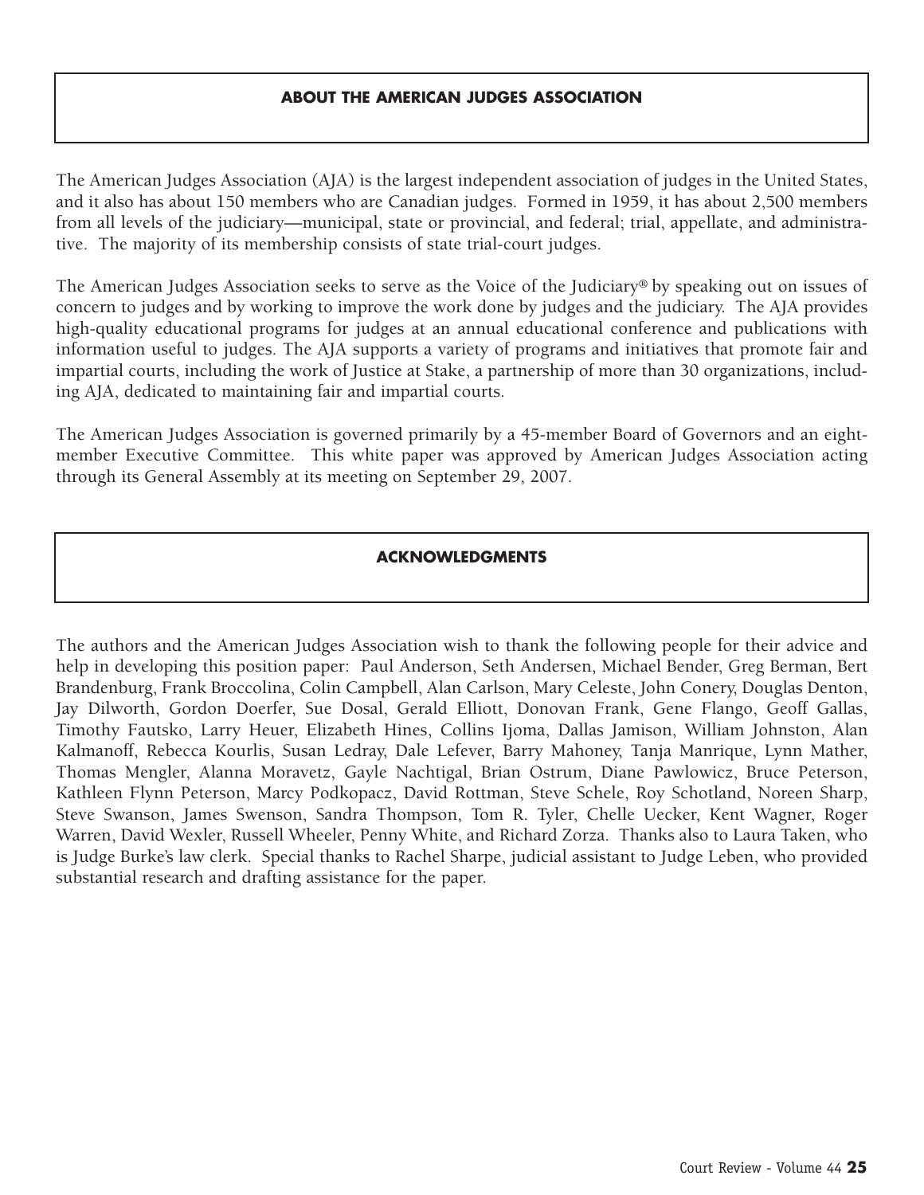## ABOUT THE AMERICAN JUDGES ASSOCIATION

The American Judges Association (AJA) is the largest independent association of judges in the United States, and it also has about 150 members who are Canadian judges. Formed in 1959, it has about 2,500 members from all levels of the judiciary—municipal, state or provincial, and federal; trial, appellate, and administrative. The majority of its membership consists of state trial-court judges.

The American Judges Association seeks to serve as the Voice of the Judiciary® by speaking out on issues of concern to judges and by working to improve the work done by judges and the judiciary. The AJA provides high-quality educational programs for judges at an annual educational conference and publications with information useful to judges. The AJA supports a variety of programs and initiatives that promote fair and impartial courts, including the work of Justice at Stake, a partnership of more than 30 organizations, including AJA, dedicated to maintaining fair and impartial courts.

The American Judges Association is governed primarily by a 45-member Board of Governors and an eight-member Executive Committee. This white paper was approved by American Judges Association acting through its General Assembly at its meeting on September 29, 2007.

## ACKNOWLEDGMENTS

The authors and the American Judges Association wish to thank the following people for their advice and help in developing this position paper: Paul Anderson, Seth Andersen, Michael Bender, Greg Berman, Bert Brandenburg, Frank Broccolina, Colin Campbell, Alan Carlson, Mary Celeste, John Conery, Douglas Denton, Jay Dilworth, Gordon Doerfer, Sue Dosal, Gerald Elliott, Donovan Frank, Gene Flango, Geoff Gallas, Timothy Fautsko, Larry Heuer, Elizabeth Hines, Collins Ijoma, Dallas Jamison, William Johnston, Alan Kalmanoff, Rebecca Kourlis, Susan Ledray, Dale Lefever, Barry Mahoney, Tanja Manrique, Lynn Mather, Thomas Mengler, Alanna Moravetz, Gayle Nachtigal, Brian Ostrum, Diane Pawlowicz, Bruce Peterson, Kathleen Flynn Peterson, Marcy Podkopacz, David Rottman, Steve Schele, Roy Schotland, Noreen Sharp, Steve Swanson, James Swenson, Sandra Thompson, Tom R. Tyler, Chelle Uecker, Kent Wagner, Roger Warren, David Wexler, Russell Wheeler, Penny White, and Richard Zorza. Thanks also to Laura Taken, who is Judge Burke's law clerk. Special thanks to Rachel Sharpe, judicial assistant to Judge Leben, who provided substantial research and drafting assistance for the paper.